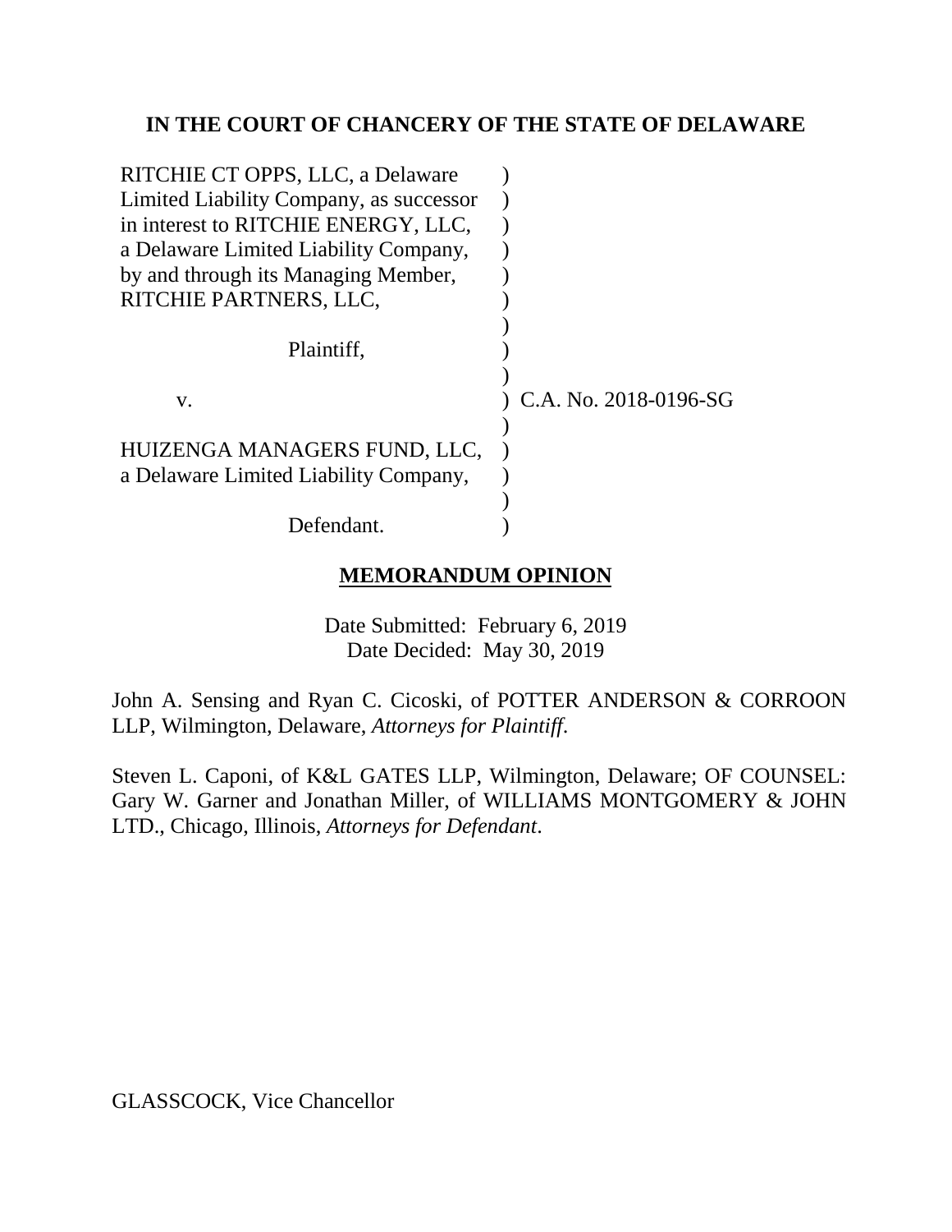**IN THE COURT OF CHANCERY OF THE STATE OF DELAWARE**

| | |
|---|---|
| RITCHIE CT OPPS, LLC, a Delaware Limited Liability Company, as successor in interest to RITCHIE ENERGY, LLC, a Delaware Limited Liability Company, by and through its Managing Member, RITCHIE PARTNERS, LLC, | ) |
| Plaintiff, | ) |
| v. | ) C.A. No. 2018-0196-SG |
| HUIZENGA MANAGERS FUND, LLC, a Delaware Limited Liability Company, | ) |
| Defendant. | ) |

**MEMORANDUM OPINION**

Date Submitted: February 6, 2019
Date Decided: May 30, 2019

John A. Sensing and Ryan C. Cicoski, of POTTER ANDERSON & CORROON LLP, Wilmington, Delaware, *Attorneys for Plaintiff*.

Steven L. Caponi, of K&L GATES LLP, Wilmington, Delaware; OF COUNSEL: Gary W. Garner and Jonathan Miller, of WILLIAMS MONTGOMERY & JOHN LTD., Chicago, Illinois, *Attorneys for Defendant*.

GLASSCOCK, Vice Chancellor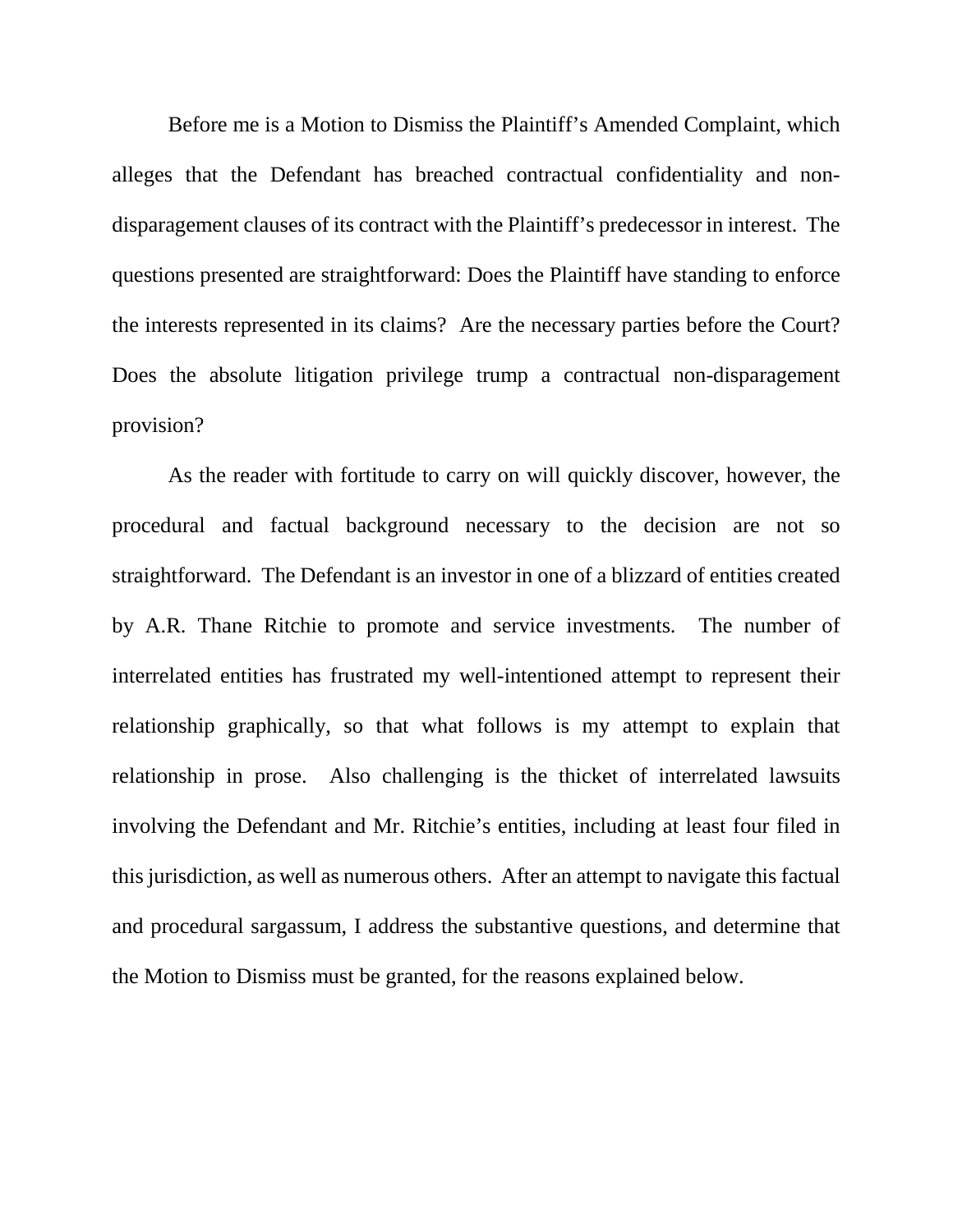Before me is a Motion to Dismiss the Plaintiff's Amended Complaint, which alleges that the Defendant has breached contractual confidentiality and non-disparagement clauses of its contract with the Plaintiff's predecessor in interest. The questions presented are straightforward: Does the Plaintiff have standing to enforce the interests represented in its claims? Are the necessary parties before the Court? Does the absolute litigation privilege trump a contractual non-disparagement provision?

As the reader with fortitude to carry on will quickly discover, however, the procedural and factual background necessary to the decision are not so straightforward. The Defendant is an investor in one of a blizzard of entities created by A.R. Thane Ritchie to promote and service investments. The number of interrelated entities has frustrated my well-intentioned attempt to represent their relationship graphically, so that what follows is my attempt to explain that relationship in prose. Also challenging is the thicket of interrelated lawsuits involving the Defendant and Mr. Ritchie's entities, including at least four filed in this jurisdiction, as well as numerous others. After an attempt to navigate this factual and procedural sargassum, I address the substantive questions, and determine that the Motion to Dismiss must be granted, for the reasons explained below.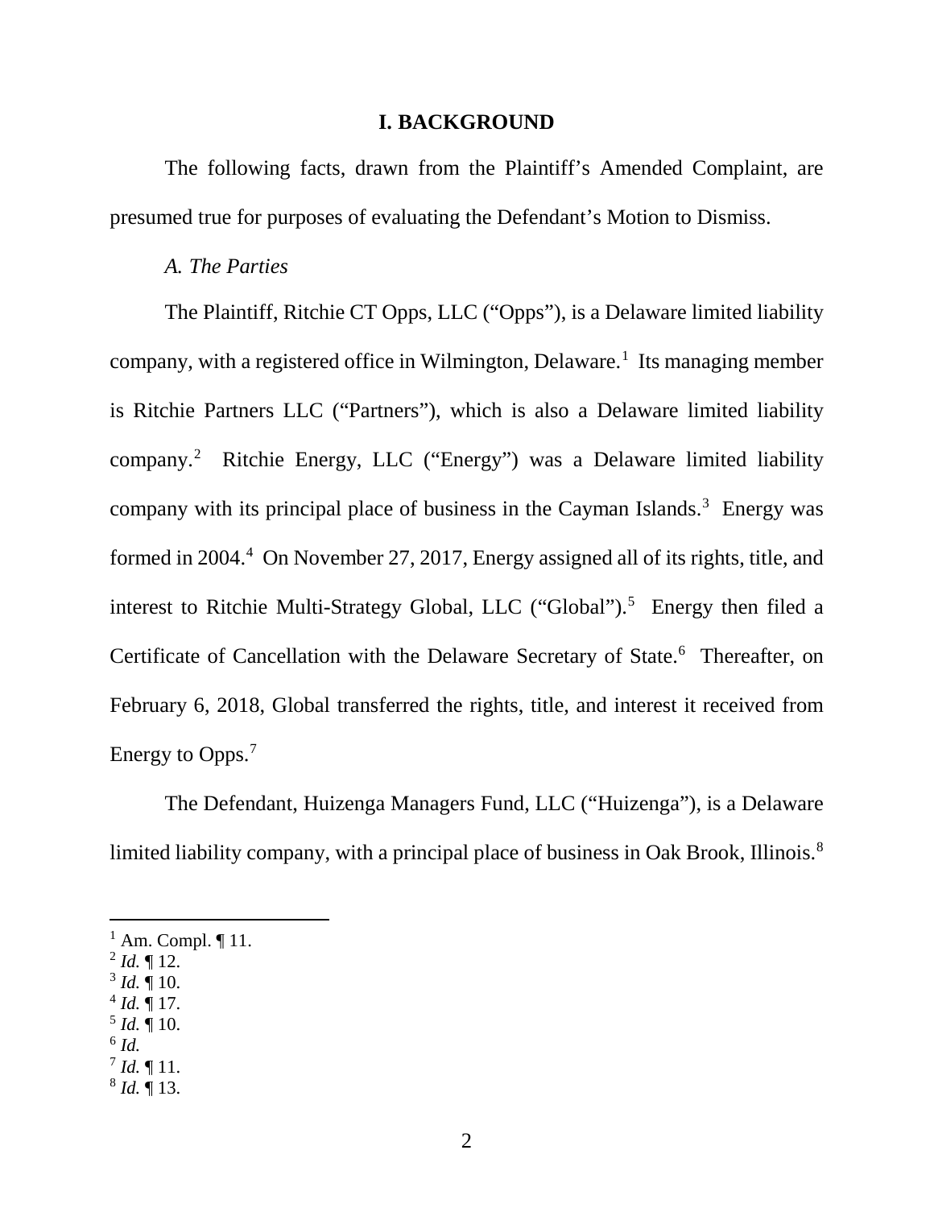## I. BACKGROUND

The following facts, drawn from the Plaintiff's Amended Complaint, are presumed true for purposes of evaluating the Defendant's Motion to Dismiss.

### *A. The Parties*

The Plaintiff, Ritchie CT Opps, LLC ("Opps"), is a Delaware limited liability company, with a registered office in Wilmington, Delaware.[1] Its managing member is Ritchie Partners LLC ("Partners"), which is also a Delaware limited liability company.[2] Ritchie Energy, LLC ("Energy") was a Delaware limited liability company with its principal place of business in the Cayman Islands.[3] Energy was formed in 2004.[4] On November 27, 2017, Energy assigned all of its rights, title, and interest to Ritchie Multi-Strategy Global, LLC ("Global").[5] Energy then filed a Certificate of Cancellation with the Delaware Secretary of State.[6] Thereafter, on February 6, 2018, Global transferred the rights, title, and interest it received from Energy to Opps.[7]

The Defendant, Huizenga Managers Fund, LLC ("Huizenga"), is a Delaware limited liability company, with a principal place of business in Oak Brook, Illinois.[8]

---

[1] Am. Compl. ¶ 11.
[2] *Id.* ¶ 12.
[3] *Id.* ¶ 10.
[4] *Id.* ¶ 17.
[5] *Id.* ¶ 10.
[6] *Id.*
[7] *Id.* ¶ 11.
[8] *Id.* ¶ 13.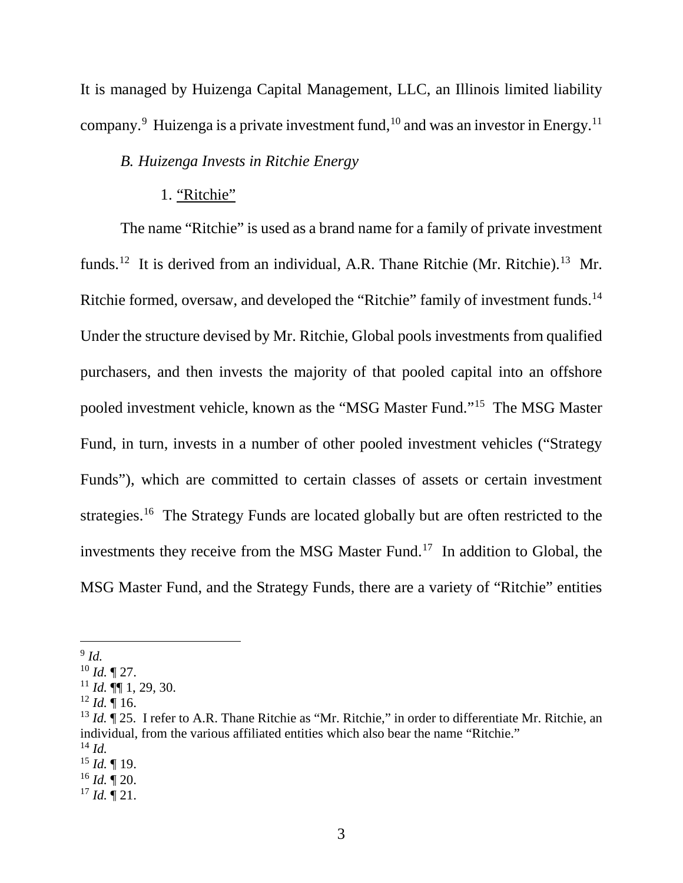It is managed by Huizenga Capital Management, LLC, an Illinois limited liability company.[9] Huizenga is a private investment fund,[10] and was an investor in Energy.[11]

*B. Huizenga Invests in Ritchie Energy*

1. <u>"Ritchie"</u>

The name "Ritchie" is used as a brand name for a family of private investment funds.[12] It is derived from an individual, A.R. Thane Ritchie (Mr. Ritchie).[13] Mr. Ritchie formed, oversaw, and developed the "Ritchie" family of investment funds.[14] Under the structure devised by Mr. Ritchie, Global pools investments from qualified purchasers, and then invests the majority of that pooled capital into an offshore pooled investment vehicle, known as the "MSG Master Fund."[15] The MSG Master Fund, in turn, invests in a number of other pooled investment vehicles ("Strategy Funds"), which are committed to certain classes of assets or certain investment strategies.[16] The Strategy Funds are located globally but are often restricted to the investments they receive from the MSG Master Fund.[17] In addition to Global, the MSG Master Fund, and the Strategy Funds, there are a variety of "Ritchie" entities

---

[9] *Id.*
[10] *Id.* ¶ 27.
[11] *Id.* ¶¶ 1, 29, 30.
[12] *Id.* ¶ 16.
[13] *Id.* ¶ 25. I refer to A.R. Thane Ritchie as "Mr. Ritchie," in order to differentiate Mr. Ritchie, an individual, from the various affiliated entities which also bear the name "Ritchie."
[14] *Id.*
[15] *Id.* ¶ 19.
[16] *Id.* ¶ 20.
[17] *Id.* ¶ 21.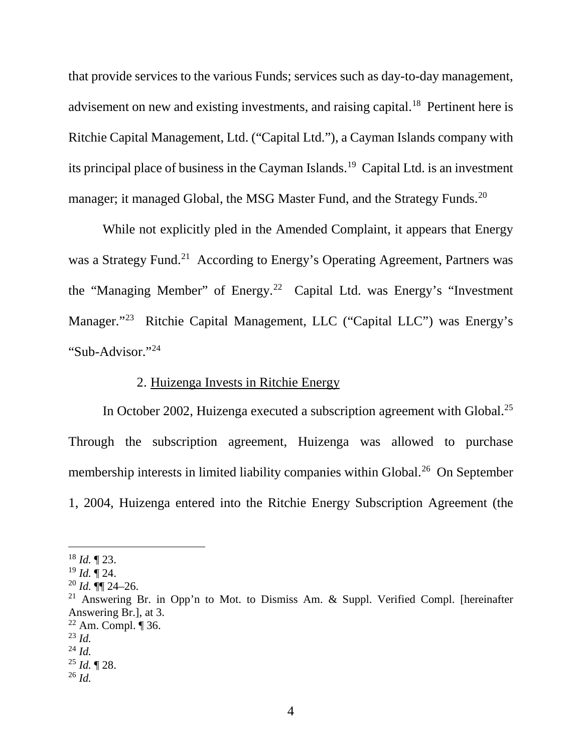that provide services to the various Funds; services such as day-to-day management, advisement on new and existing investments, and raising capital.[18] Pertinent here is Ritchie Capital Management, Ltd. ("Capital Ltd."), a Cayman Islands company with its principal place of business in the Cayman Islands.[19] Capital Ltd. is an investment manager; it managed Global, the MSG Master Fund, and the Strategy Funds.[20]

While not explicitly pled in the Amended Complaint, it appears that Energy was a Strategy Fund.[21] According to Energy's Operating Agreement, Partners was the "Managing Member" of Energy.[22] Capital Ltd. was Energy's "Investment Manager."[23] Ritchie Capital Management, LLC ("Capital LLC") was Energy's "Sub-Advisor."[24]

2. Huizenga Invests in Ritchie Energy

In October 2002, Huizenga executed a subscription agreement with Global.[25] Through the subscription agreement, Huizenga was allowed to purchase membership interests in limited liability companies within Global.[26] On September 1, 2004, Huizenga entered into the Ritchie Energy Subscription Agreement (the

---

[18] *Id.* ¶ 23.
[19] *Id.* ¶ 24.
[20] *Id.* ¶¶ 24–26.
[21] Answering Br. in Opp'n to Mot. to Dismiss Am. & Suppl. Verified Compl. [hereinafter Answering Br.], at 3.
[22] Am. Compl. ¶ 36.
[23] *Id.*
[24] *Id.*
[25] *Id.* ¶ 28.
[26] *Id.*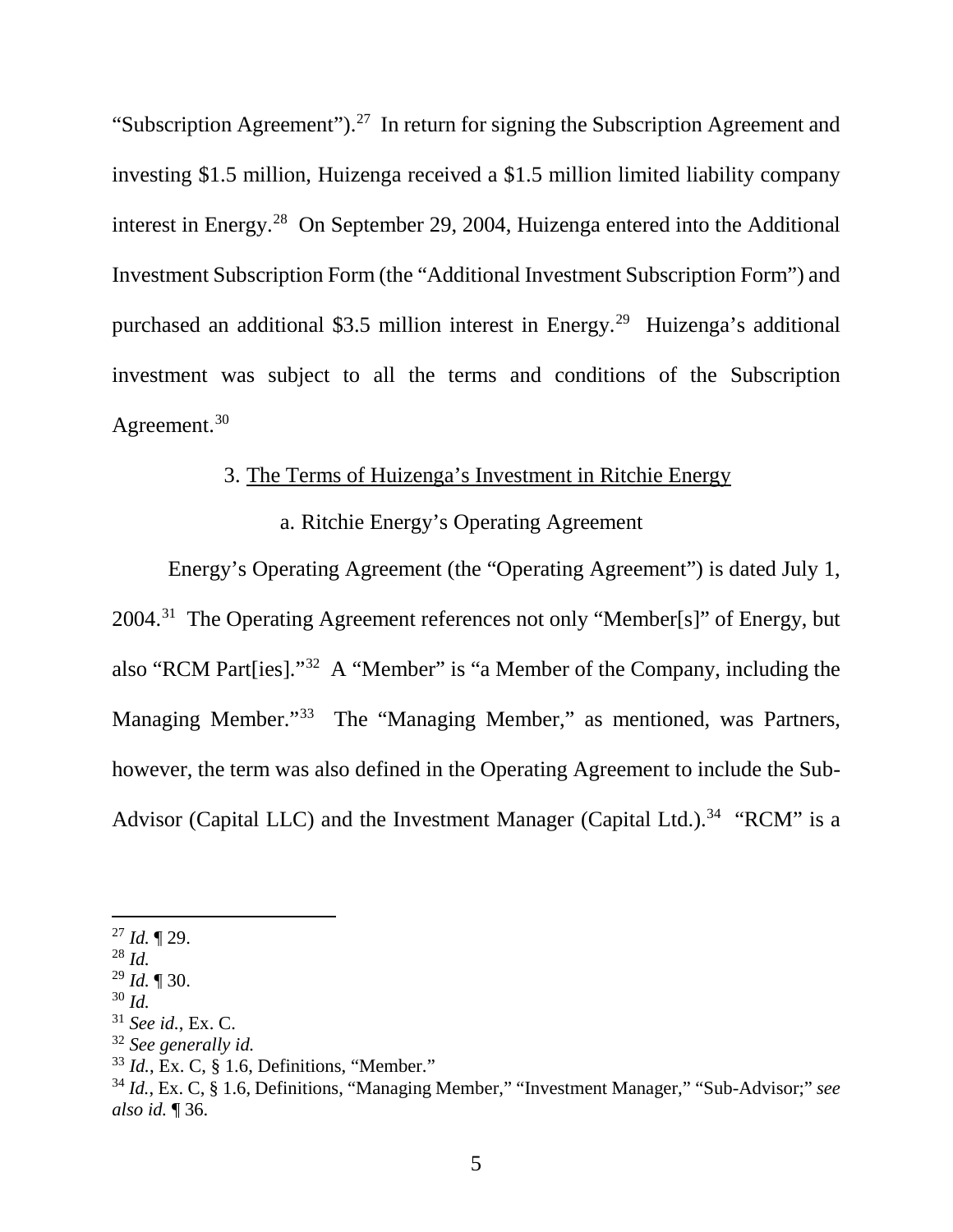"Subscription Agreement").[27] In return for signing the Subscription Agreement and investing $1.5 million, Huizenga received a $1.5 million limited liability company interest in Energy.[28] On September 29, 2004, Huizenga entered into the Additional Investment Subscription Form (the "Additional Investment Subscription Form") and purchased an additional $3.5 million interest in Energy.[29] Huizenga's additional investment was subject to all the terms and conditions of the Subscription Agreement.[30]

### 3. The Terms of Huizenga's Investment in Ritchie Energy

#### a. Ritchie Energy's Operating Agreement

Energy's Operating Agreement (the "Operating Agreement") is dated July 1, 2004.[31] The Operating Agreement references not only "Member[s]" of Energy, but also "RCM Part[ies]."[32] A "Member" is "a Member of the Company, including the Managing Member."[33] The "Managing Member," as mentioned, was Partners, however, the term was also defined in the Operating Agreement to include the Sub-Advisor (Capital LLC) and the Investment Manager (Capital Ltd.).[34] "RCM" is a

---

[27] *Id.* ¶ 29.

[28] *Id.*

[29] *Id.* ¶ 30.

[30] *Id.*

[31] *See id.*, Ex. C.

[32] *See generally id.*

[33] *Id.*, Ex. C, § 1.6, Definitions, "Member."

[34] *Id.*, Ex. C, § 1.6, Definitions, "Managing Member," "Investment Manager," "Sub-Advisor;" *see also id.* ¶ 36.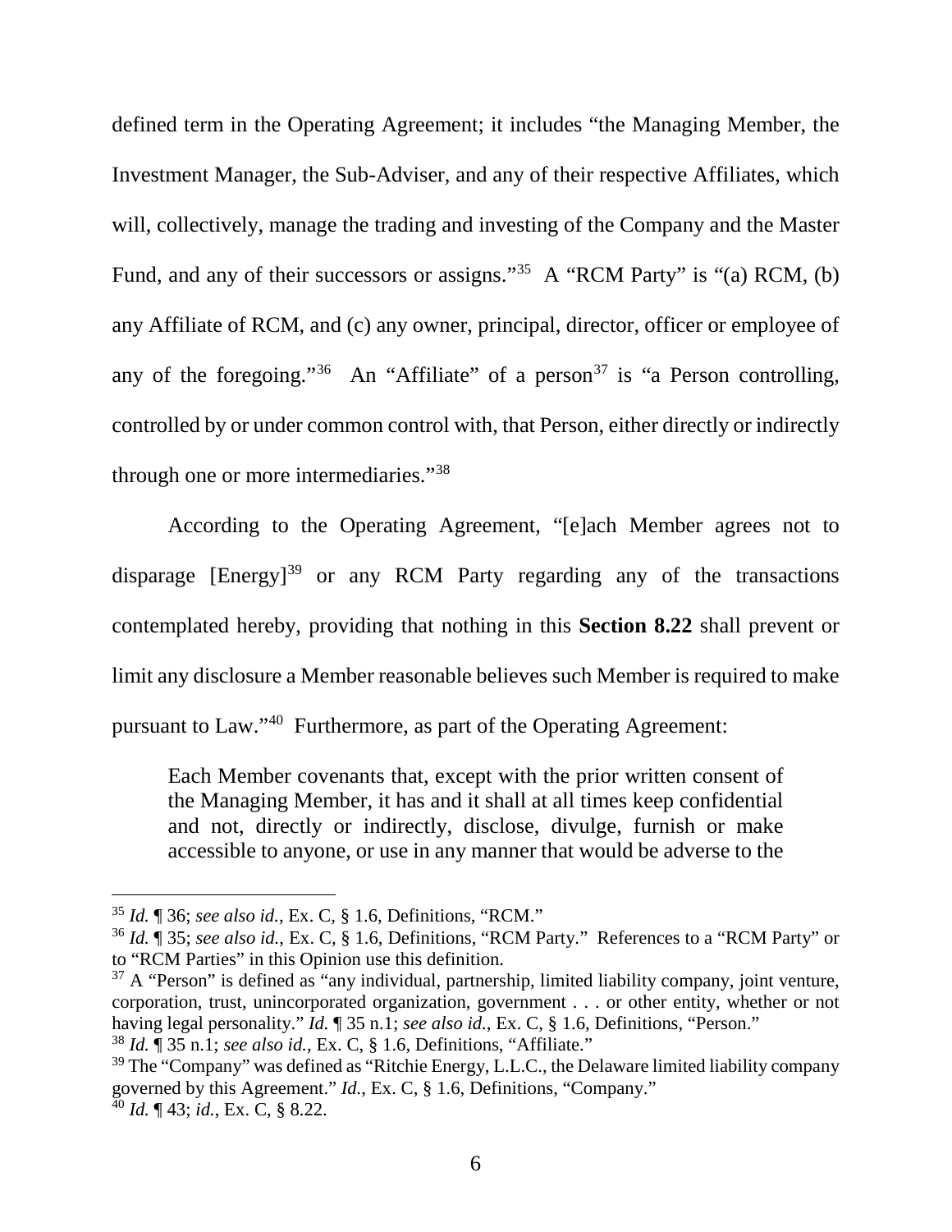defined term in the Operating Agreement; it includes "the Managing Member, the Investment Manager, the Sub-Adviser, and any of their respective Affiliates, which will, collectively, manage the trading and investing of the Company and the Master Fund, and any of their successors or assigns."[35] A "RCM Party" is "(a) RCM, (b) any Affiliate of RCM, and (c) any owner, principal, director, officer or employee of any of the foregoing."[36] An "Affiliate" of a person[37] is "a Person controlling, controlled by or under common control with, that Person, either directly or indirectly through one or more intermediaries."[38]

According to the Operating Agreement, "[e]ach Member agrees not to disparage [Energy][39] or any RCM Party regarding any of the transactions contemplated hereby, providing that nothing in this **Section 8.22** shall prevent or limit any disclosure a Member reasonable believes such Member is required to make pursuant to Law."[40] Furthermore, as part of the Operating Agreement:

> Each Member covenants that, except with the prior written consent of the Managing Member, it has and it shall at all times keep confidential and not, directly or indirectly, disclose, divulge, furnish or make accessible to anyone, or use in any manner that would be adverse to the

---

[35] *Id.* ¶ 36; *see also id.*, Ex. C, § 1.6, Definitions, "RCM."

[36] *Id.* ¶ 35; *see also id.*, Ex. C, § 1.6, Definitions, "RCM Party." References to a "RCM Party" or to "RCM Parties" in this Opinion use this definition.

[37] A "Person" is defined as "any individual, partnership, limited liability company, joint venture, corporation, trust, unincorporated organization, government . . . or other entity, whether or not having legal personality." *Id.* ¶ 35 n.1; *see also id.*, Ex. C, § 1.6, Definitions, "Person."

[38] *Id.* ¶ 35 n.1; *see also id.*, Ex. C, § 1.6, Definitions, "Affiliate."

[39] The "Company" was defined as "Ritchie Energy, L.L.C., the Delaware limited liability company governed by this Agreement." *Id.*, Ex. C, § 1.6, Definitions, "Company."

[40] *Id.* ¶ 43; *id.*, Ex. C, § 8.22.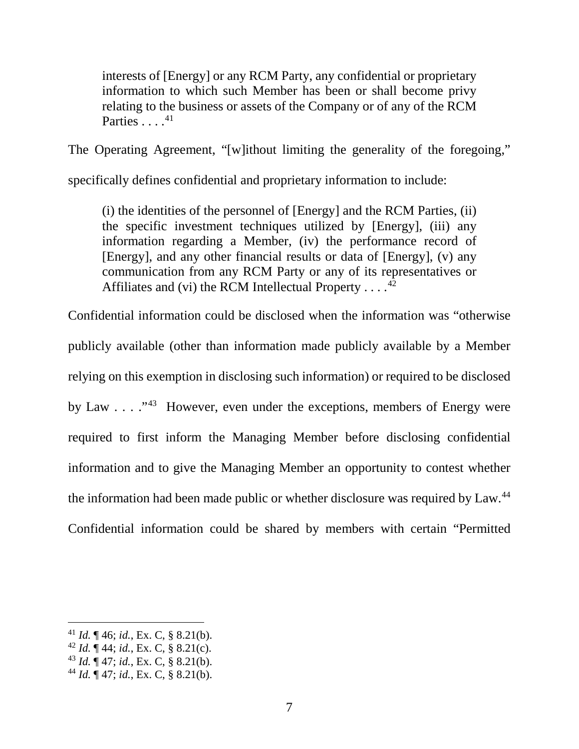> interests of [Energy] or any RCM Party, any confidential or proprietary information to which such Member has been or shall become privy relating to the business or assets of the Company or of any of the RCM Parties . . . .[41]

The Operating Agreement, "[w]ithout limiting the generality of the foregoing," specifically defines confidential and proprietary information to include:

> (i) the identities of the personnel of [Energy] and the RCM Parties, (ii) the specific investment techniques utilized by [Energy], (iii) any information regarding a Member, (iv) the performance record of [Energy], and any other financial results or data of [Energy], (v) any communication from any RCM Party or any of its representatives or Affiliates and (vi) the RCM Intellectual Property . . . .[42]

Confidential information could be disclosed when the information was "otherwise publicly available (other than information made publicly available by a Member relying on this exemption in disclosing such information) or required to be disclosed by Law . . . ."[43] However, even under the exceptions, members of Energy were required to first inform the Managing Member before disclosing confidential information and to give the Managing Member an opportunity to contest whether the information had been made public or whether disclosure was required by Law.[44] Confidential information could be shared by members with certain "Permitted

---

[41] *Id.* ¶ 46; *id.*, Ex. C, § 8.21(b).

[42] *Id.* ¶ 44; *id.*, Ex. C, § 8.21(c).

[43] *Id.* ¶ 47; *id.*, Ex. C, § 8.21(b).

[44] *Id.* ¶ 47; *id.*, Ex. C, § 8.21(b).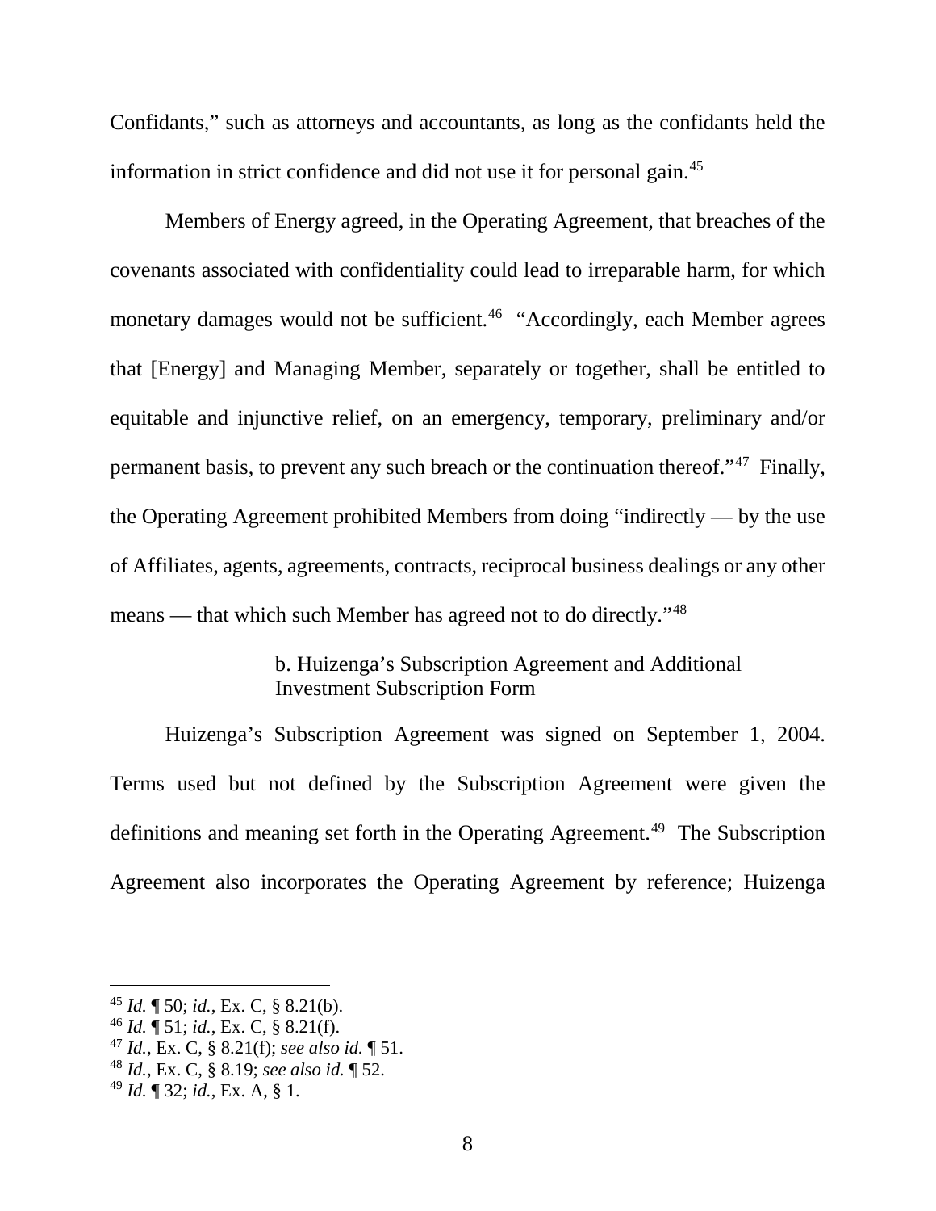Confidants," such as attorneys and accountants, as long as the confidants held the information in strict confidence and did not use it for personal gain.[45]

Members of Energy agreed, in the Operating Agreement, that breaches of the covenants associated with confidentiality could lead to irreparable harm, for which monetary damages would not be sufficient.[46] "Accordingly, each Member agrees that [Energy] and Managing Member, separately or together, shall be entitled to equitable and injunctive relief, on an emergency, temporary, preliminary and/or permanent basis, to prevent any such breach or the continuation thereof."[47] Finally, the Operating Agreement prohibited Members from doing "indirectly — by the use of Affiliates, agents, agreements, contracts, reciprocal business dealings or any other means — that which such Member has agreed not to do directly."[48]

b. Huizenga's Subscription Agreement and Additional Investment Subscription Form

Huizenga's Subscription Agreement was signed on September 1, 2004. Terms used but not defined by the Subscription Agreement were given the definitions and meaning set forth in the Operating Agreement.[49] The Subscription Agreement also incorporates the Operating Agreement by reference; Huizenga

---

[45] *Id.* ¶ 50; *id.*, Ex. C, § 8.21(b).
[46] *Id.* ¶ 51; *id.*, Ex. C, § 8.21(f).
[47] *Id.*, Ex. C, § 8.21(f); *see also id.* ¶ 51.
[48] *Id.*, Ex. C, § 8.19; *see also id.* ¶ 52.
[49] *Id.* ¶ 32; *id.*, Ex. A, § 1.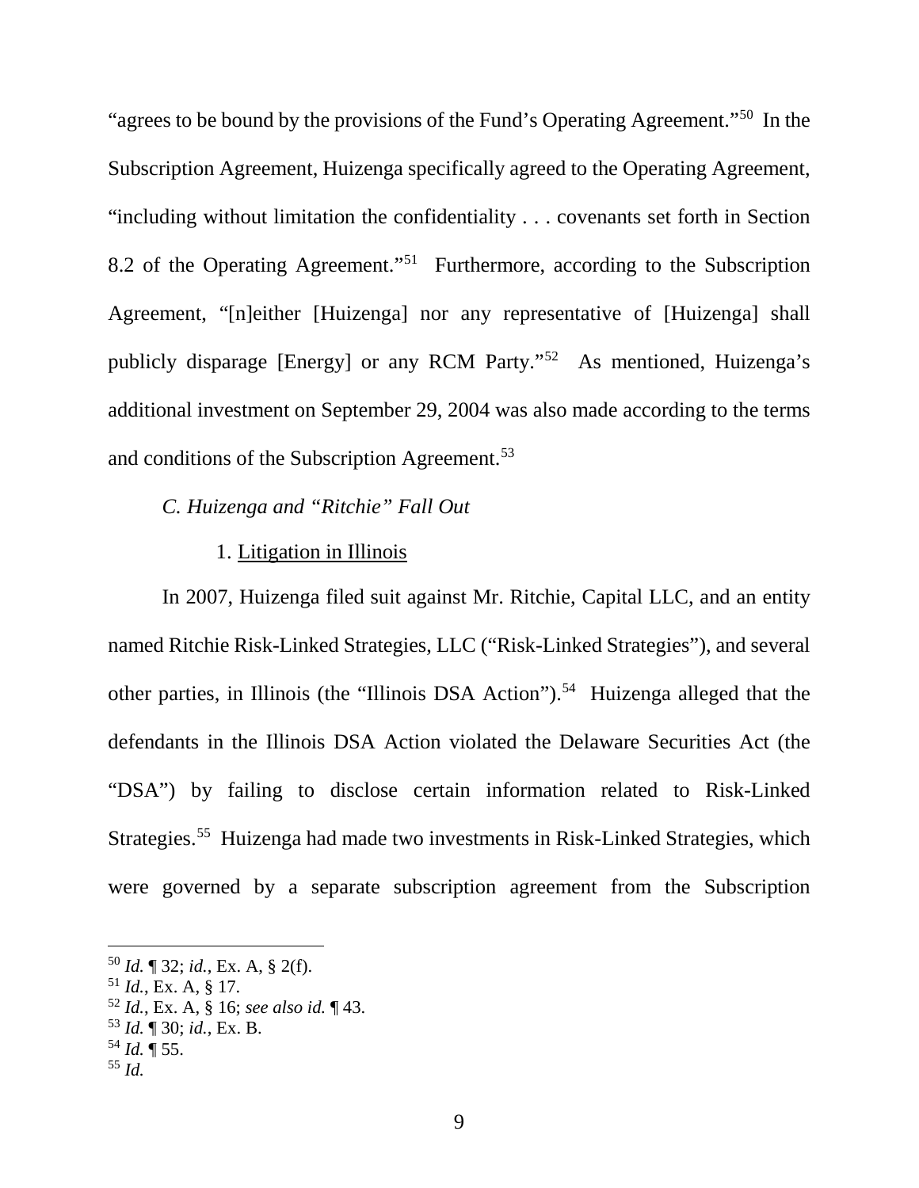"agrees to be bound by the provisions of the Fund's Operating Agreement."[50] In the Subscription Agreement, Huizenga specifically agreed to the Operating Agreement, "including without limitation the confidentiality . . . covenants set forth in Section 8.2 of the Operating Agreement."[51] Furthermore, according to the Subscription Agreement, "[n]either [Huizenga] nor any representative of [Huizenga] shall publicly disparage [Energy] or any RCM Party."[52] As mentioned, Huizenga's additional investment on September 29, 2004 was also made according to the terms and conditions of the Subscription Agreement.[53]

### *C. Huizenga and "Ritchie" Fall Out*

#### 1. Litigation in Illinois

In 2007, Huizenga filed suit against Mr. Ritchie, Capital LLC, and an entity named Ritchie Risk-Linked Strategies, LLC ("Risk-Linked Strategies"), and several other parties, in Illinois (the "Illinois DSA Action").[54] Huizenga alleged that the defendants in the Illinois DSA Action violated the Delaware Securities Act (the "DSA") by failing to disclose certain information related to Risk-Linked Strategies.[55] Huizenga had made two investments in Risk-Linked Strategies, which were governed by a separate subscription agreement from the Subscription

---

[50] *Id.* ¶ 32; *id.*, Ex. A, § 2(f).

[51] *Id.*, Ex. A, § 17.

[52] *Id.*, Ex. A, § 16; *see also id.* ¶ 43.

[53] *Id.* ¶ 30; *id.*, Ex. B.

[54] *Id.* ¶ 55.

[55] *Id.*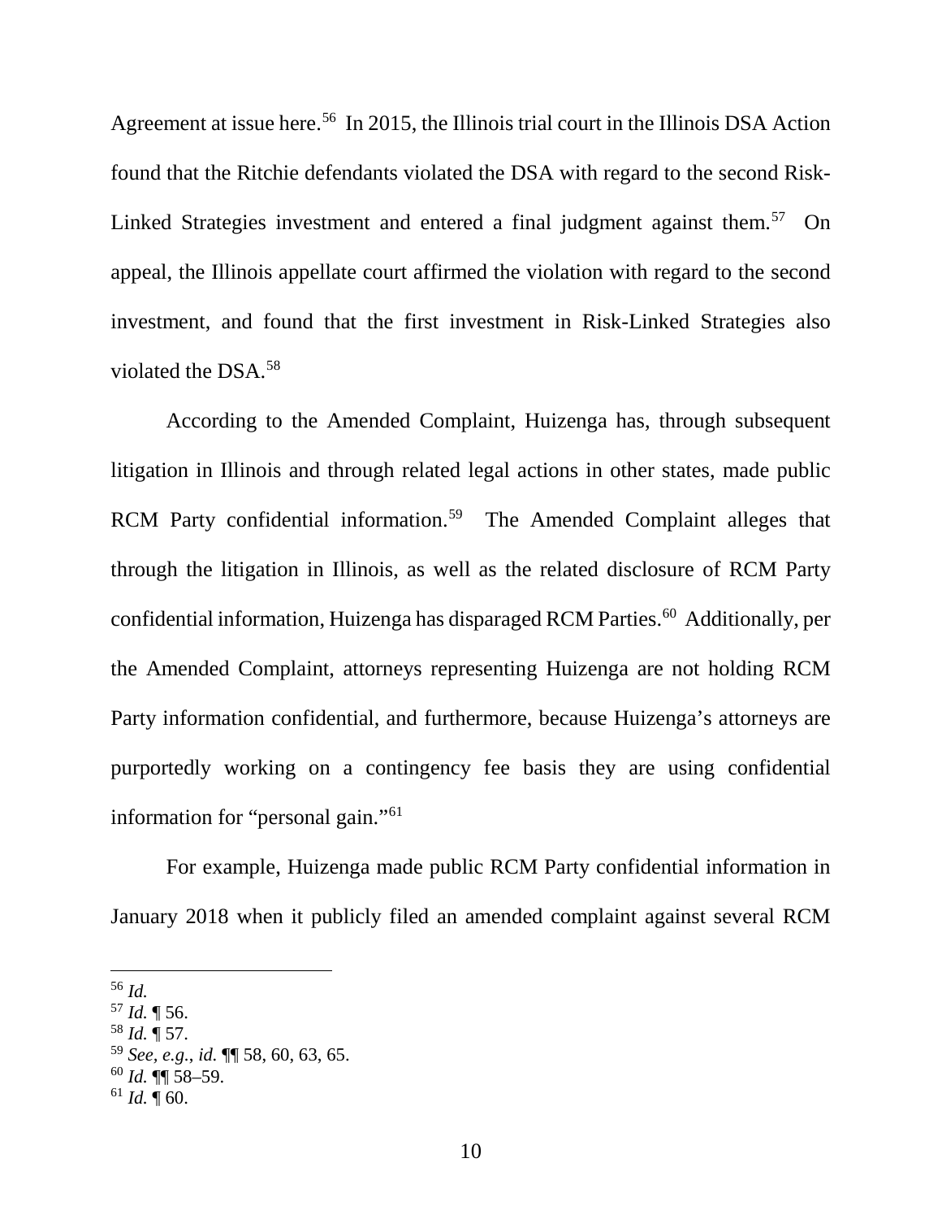Agreement at issue here.[56] In 2015, the Illinois trial court in the Illinois DSA Action found that the Ritchie defendants violated the DSA with regard to the second Risk-Linked Strategies investment and entered a final judgment against them.[57] On appeal, the Illinois appellate court affirmed the violation with regard to the second investment, and found that the first investment in Risk-Linked Strategies also violated the DSA.[58]

According to the Amended Complaint, Huizenga has, through subsequent litigation in Illinois and through related legal actions in other states, made public RCM Party confidential information.[59] The Amended Complaint alleges that through the litigation in Illinois, as well as the related disclosure of RCM Party confidential information, Huizenga has disparaged RCM Parties.[60] Additionally, per the Amended Complaint, attorneys representing Huizenga are not holding RCM Party information confidential, and furthermore, because Huizenga's attorneys are purportedly working on a contingency fee basis they are using confidential information for "personal gain."[61]

For example, Huizenga made public RCM Party confidential information in January 2018 when it publicly filed an amended complaint against several RCM

---

[56] *Id.*
[57] *Id.* ¶ 56.
[58] *Id.* ¶ 57.
[59] *See, e.g.*, *id.* ¶¶ 58, 60, 63, 65.
[60] *Id.* ¶¶ 58–59.
[61] *Id.* ¶ 60.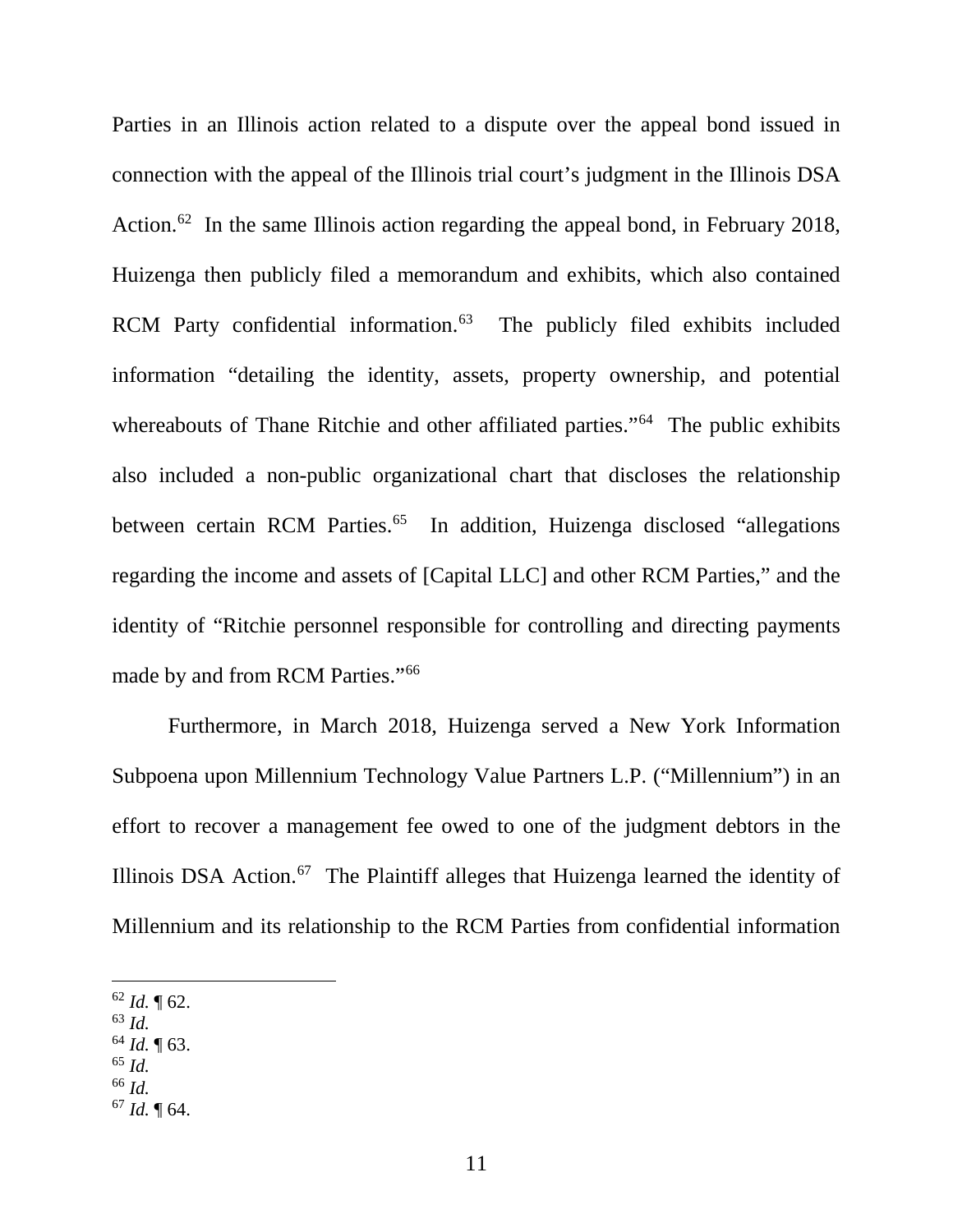Parties in an Illinois action related to a dispute over the appeal bond issued in connection with the appeal of the Illinois trial court's judgment in the Illinois DSA Action.[62] In the same Illinois action regarding the appeal bond, in February 2018, Huizenga then publicly filed a memorandum and exhibits, which also contained RCM Party confidential information.[63] The publicly filed exhibits included information "detailing the identity, assets, property ownership, and potential whereabouts of Thane Ritchie and other affiliated parties."[64] The public exhibits also included a non-public organizational chart that discloses the relationship between certain RCM Parties.[65] In addition, Huizenga disclosed "allegations regarding the income and assets of [Capital LLC] and other RCM Parties," and the identity of "Ritchie personnel responsible for controlling and directing payments made by and from RCM Parties."[66]

Furthermore, in March 2018, Huizenga served a New York Information Subpoena upon Millennium Technology Value Partners L.P. ("Millennium") in an effort to recover a management fee owed to one of the judgment debtors in the Illinois DSA Action.[67] The Plaintiff alleges that Huizenga learned the identity of Millennium and its relationship to the RCM Parties from confidential information

---

[62] *Id.* ¶ 62.
[63] *Id.*
[64] *Id.* ¶ 63.
[65] *Id.*
[66] *Id.*
[67] *Id.* ¶ 64.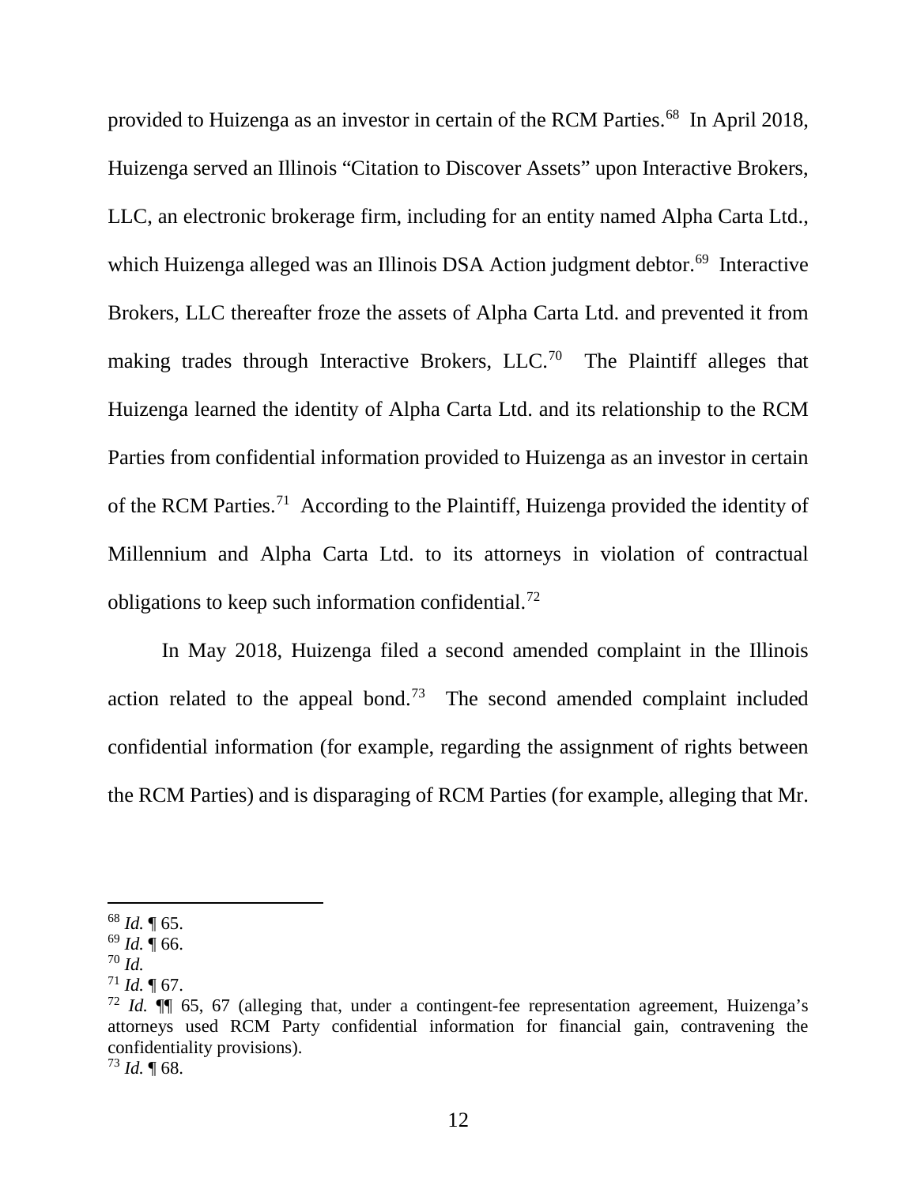provided to Huizenga as an investor in certain of the RCM Parties.[68] In April 2018, Huizenga served an Illinois "Citation to Discover Assets" upon Interactive Brokers, LLC, an electronic brokerage firm, including for an entity named Alpha Carta Ltd., which Huizenga alleged was an Illinois DSA Action judgment debtor.[69] Interactive Brokers, LLC thereafter froze the assets of Alpha Carta Ltd. and prevented it from making trades through Interactive Brokers, LLC.[70] The Plaintiff alleges that Huizenga learned the identity of Alpha Carta Ltd. and its relationship to the RCM Parties from confidential information provided to Huizenga as an investor in certain of the RCM Parties.[71] According to the Plaintiff, Huizenga provided the identity of Millennium and Alpha Carta Ltd. to its attorneys in violation of contractual obligations to keep such information confidential.[72]

In May 2018, Huizenga filed a second amended complaint in the Illinois action related to the appeal bond.[73] The second amended complaint included confidential information (for example, regarding the assignment of rights between the RCM Parties) and is disparaging of RCM Parties (for example, alleging that Mr.

---

[68] *Id.* ¶ 65.

[69] *Id.* ¶ 66.

[70] *Id.*

[71] *Id.* ¶ 67.

[72] *Id.* ¶¶ 65, 67 (alleging that, under a contingent-fee representation agreement, Huizenga's attorneys used RCM Party confidential information for financial gain, contravening the confidentiality provisions).

[73] *Id.* ¶ 68.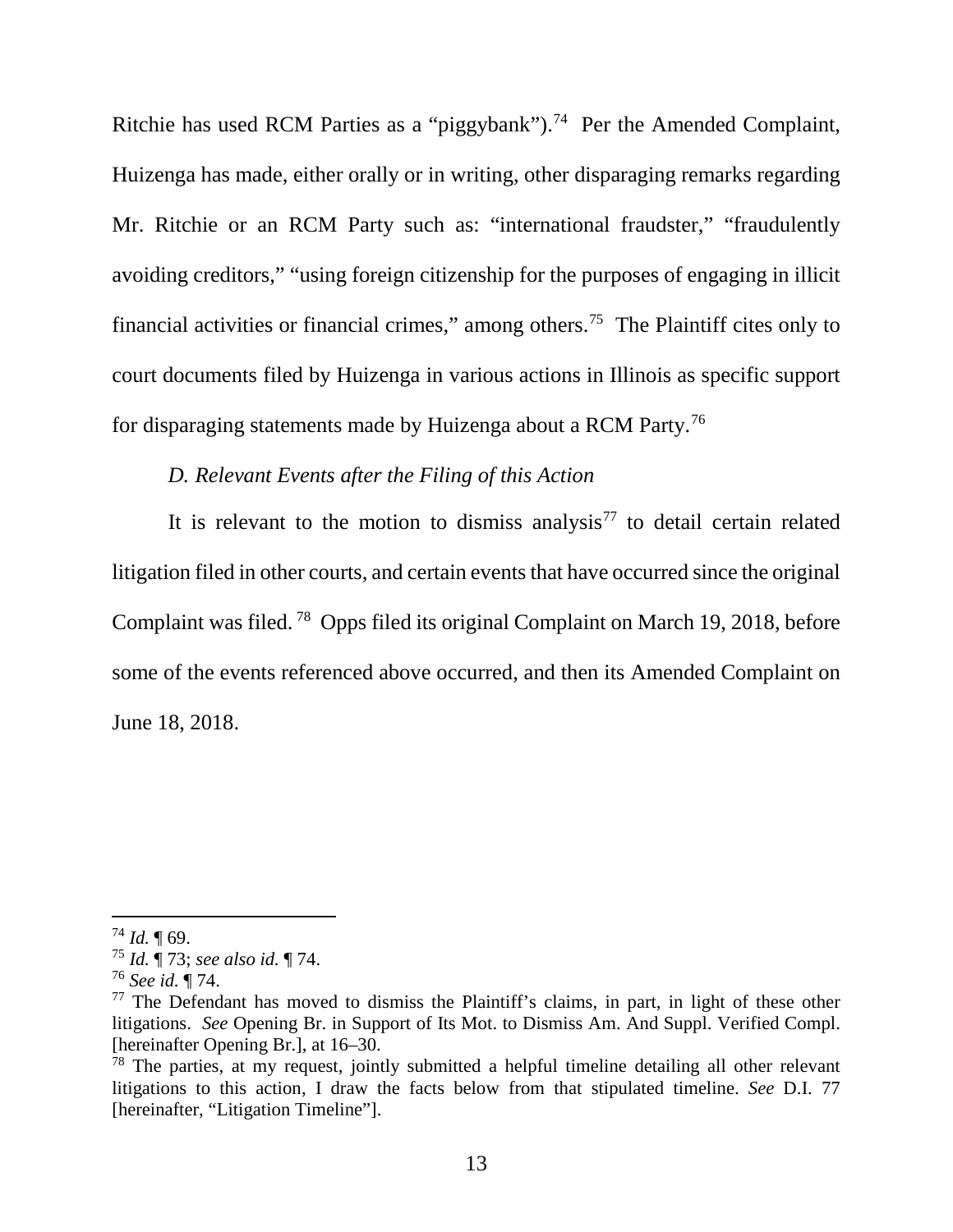Ritchie has used RCM Parties as a "piggybank").[74] Per the Amended Complaint, Huizenga has made, either orally or in writing, other disparaging remarks regarding Mr. Ritchie or an RCM Party such as: "international fraudster," "fraudulently avoiding creditors," "using foreign citizenship for the purposes of engaging in illicit financial activities or financial crimes," among others.[75] The Plaintiff cites only to court documents filed by Huizenga in various actions in Illinois as specific support for disparaging statements made by Huizenga about a RCM Party.[76]

*D. Relevant Events after the Filing of this Action*

It is relevant to the motion to dismiss analysis[77] to detail certain related litigation filed in other courts, and certain events that have occurred since the original Complaint was filed.[78] Opps filed its original Complaint on March 19, 2018, before some of the events referenced above occurred, and then its Amended Complaint on June 18, 2018.

---

[74] *Id.* ¶ 69.

[75] *Id.* ¶ 73; *see also id.* ¶ 74.

[76] *See id.* ¶ 74.

[77] The Defendant has moved to dismiss the Plaintiff's claims, in part, in light of these other litigations. *See* Opening Br. in Support of Its Mot. to Dismiss Am. And Suppl. Verified Compl. [hereinafter Opening Br.], at 16–30.

[78] The parties, at my request, jointly submitted a helpful timeline detailing all other relevant litigations to this action, I draw the facts below from that stipulated timeline. *See* D.I. 77 [hereinafter, "Litigation Timeline"].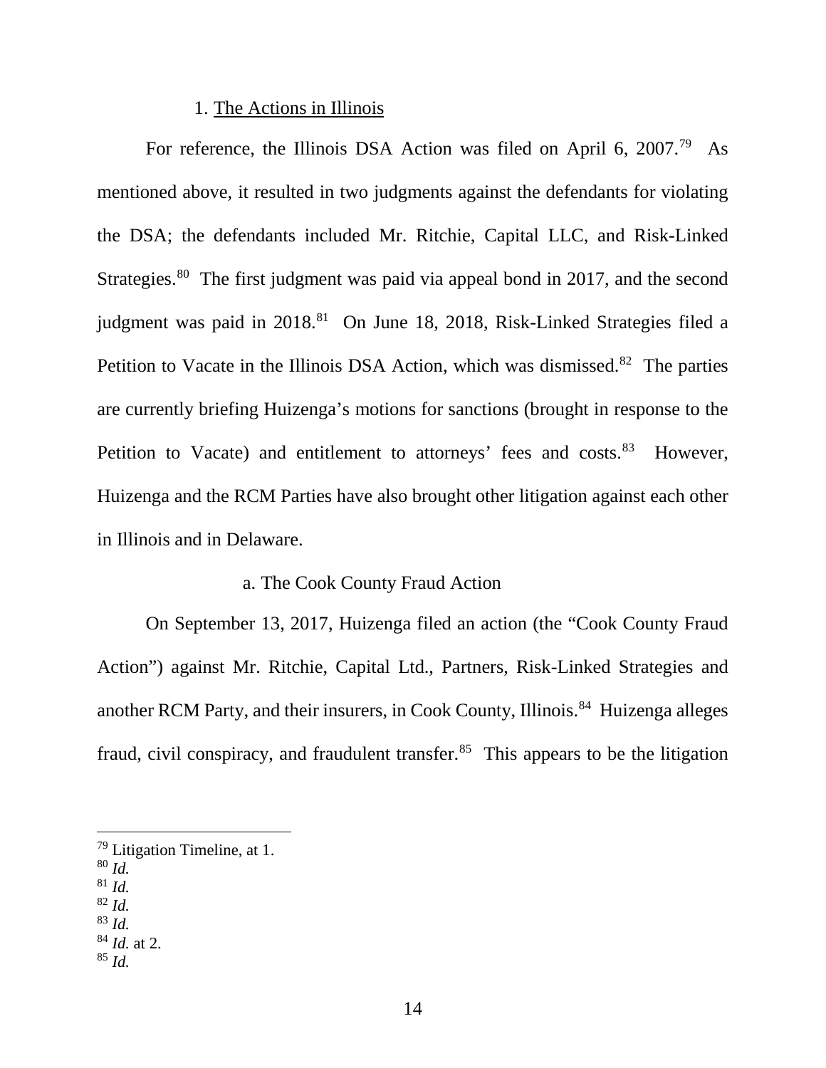1. The Actions in Illinois

For reference, the Illinois DSA Action was filed on April 6, 2007.[79] As mentioned above, it resulted in two judgments against the defendants for violating the DSA; the defendants included Mr. Ritchie, Capital LLC, and Risk-Linked Strategies.[80] The first judgment was paid via appeal bond in 2017, and the second judgment was paid in 2018.[81] On June 18, 2018, Risk-Linked Strategies filed a Petition to Vacate in the Illinois DSA Action, which was dismissed.[82] The parties are currently briefing Huizenga's motions for sanctions (brought in response to the Petition to Vacate) and entitlement to attorneys' fees and costs.[83] However, Huizenga and the RCM Parties have also brought other litigation against each other in Illinois and in Delaware.

a. The Cook County Fraud Action

On September 13, 2017, Huizenga filed an action (the "Cook County Fraud Action") against Mr. Ritchie, Capital Ltd., Partners, Risk-Linked Strategies and another RCM Party, and their insurers, in Cook County, Illinois.[84] Huizenga alleges fraud, civil conspiracy, and fraudulent transfer.[85] This appears to be the litigation

---

[79] Litigation Timeline, at 1.
[80] *Id.*
[81] *Id.*
[82] *Id.*
[83] *Id.*
[84] *Id.* at 2.
[85] *Id.*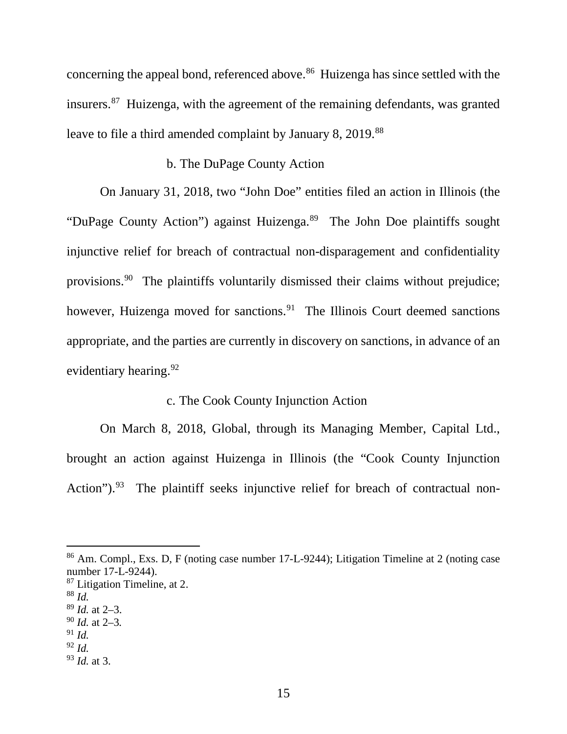concerning the appeal bond, referenced above.[86] Huizenga has since settled with the insurers.[87] Huizenga, with the agreement of the remaining defendants, was granted leave to file a third amended complaint by January 8, 2019.[88]

b. The DuPage County Action

On January 31, 2018, two "John Doe" entities filed an action in Illinois (the "DuPage County Action") against Huizenga.[89] The John Doe plaintiffs sought injunctive relief for breach of contractual non-disparagement and confidentiality provisions.[90] The plaintiffs voluntarily dismissed their claims without prejudice; however, Huizenga moved for sanctions.[91] The Illinois Court deemed sanctions appropriate, and the parties are currently in discovery on sanctions, in advance of an evidentiary hearing.[92]

c. The Cook County Injunction Action

On March 8, 2018, Global, through its Managing Member, Capital Ltd., brought an action against Huizenga in Illinois (the "Cook County Injunction Action").[93] The plaintiff seeks injunctive relief for breach of contractual non-

---

[86] Am. Compl., Exs. D, F (noting case number 17-L-9244); Litigation Timeline at 2 (noting case number 17-L-9244).

[87] Litigation Timeline, at 2.

[88] *Id.*

[89] *Id.* at 2–3.

[90] *Id.* at 2–3.

[91] *Id.*

[92] *Id.*

[93] *Id.* at 3.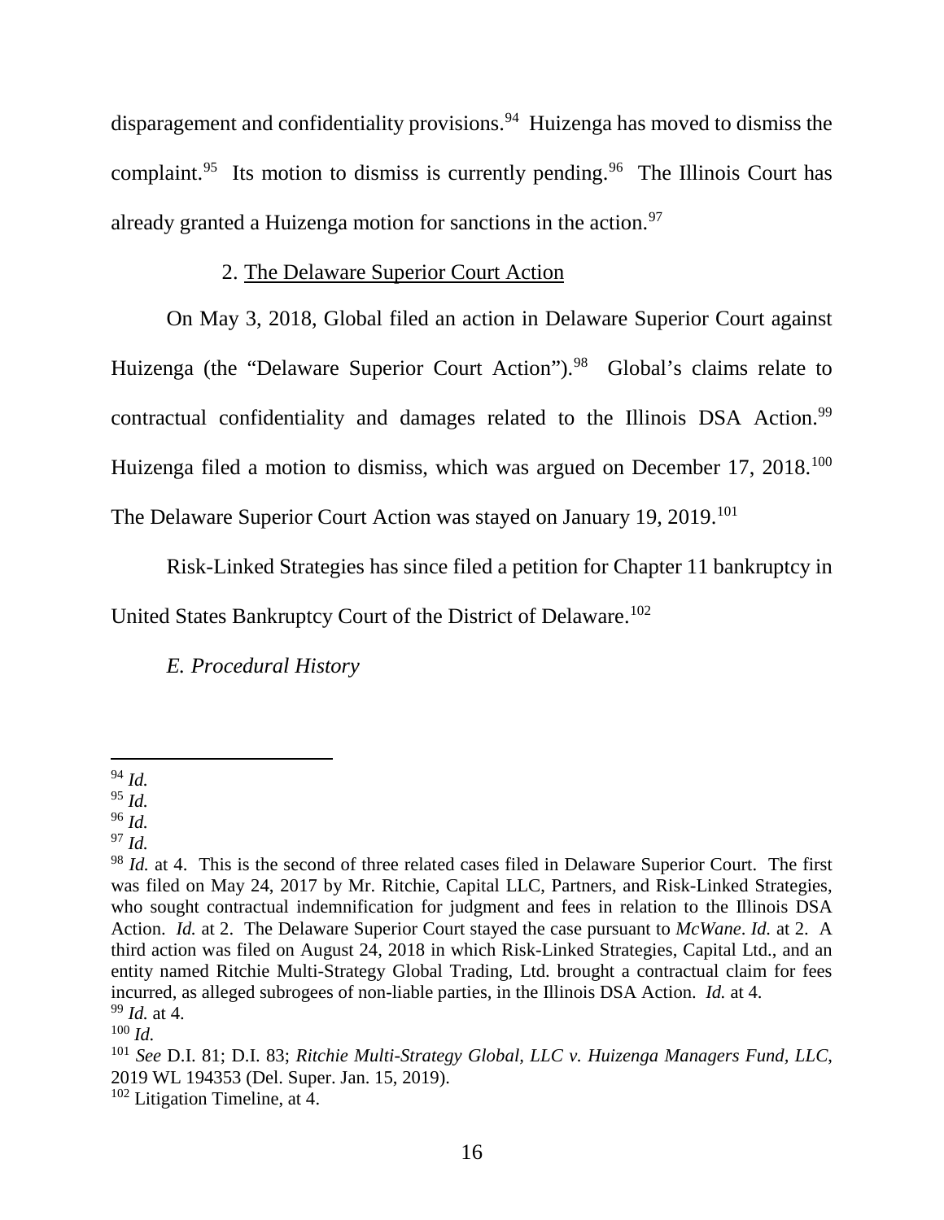disparagement and confidentiality provisions.[94] Huizenga has moved to dismiss the complaint.[95] Its motion to dismiss is currently pending.[96] The Illinois Court has already granted a Huizenga motion for sanctions in the action.[97]

2. The Delaware Superior Court Action

On May 3, 2018, Global filed an action in Delaware Superior Court against Huizenga (the "Delaware Superior Court Action").[98] Global's claims relate to contractual confidentiality and damages related to the Illinois DSA Action.[99] Huizenga filed a motion to dismiss, which was argued on December 17, 2018.[100] The Delaware Superior Court Action was stayed on January 19, 2019.[101]

Risk-Linked Strategies has since filed a petition for Chapter 11 bankruptcy in United States Bankruptcy Court of the District of Delaware.[102]

*E. Procedural History*

---

[94] *Id.*

[95] *Id.*

[96] *Id.*

[97] *Id.*

[98] *Id.* at 4. This is the second of three related cases filed in Delaware Superior Court. The first was filed on May 24, 2017 by Mr. Ritchie, Capital LLC, Partners, and Risk-Linked Strategies, who sought contractual indemnification for judgment and fees in relation to the Illinois DSA Action. *Id.* at 2. The Delaware Superior Court stayed the case pursuant to *McWane*. *Id.* at 2. A third action was filed on August 24, 2018 in which Risk-Linked Strategies, Capital Ltd., and an entity named Ritchie Multi-Strategy Global Trading, Ltd. brought a contractual claim for fees incurred, as alleged subrogees of non-liable parties, in the Illinois DSA Action. *Id.* at 4.

[99] *Id.* at 4.

[100] *Id.*

[101] *See* D.I. 81; D.I. 83; *Ritchie Multi-Strategy Global, LLC v. Huizenga Managers Fund, LLC*, 2019 WL 194353 (Del. Super. Jan. 15, 2019).

[102] Litigation Timeline, at 4.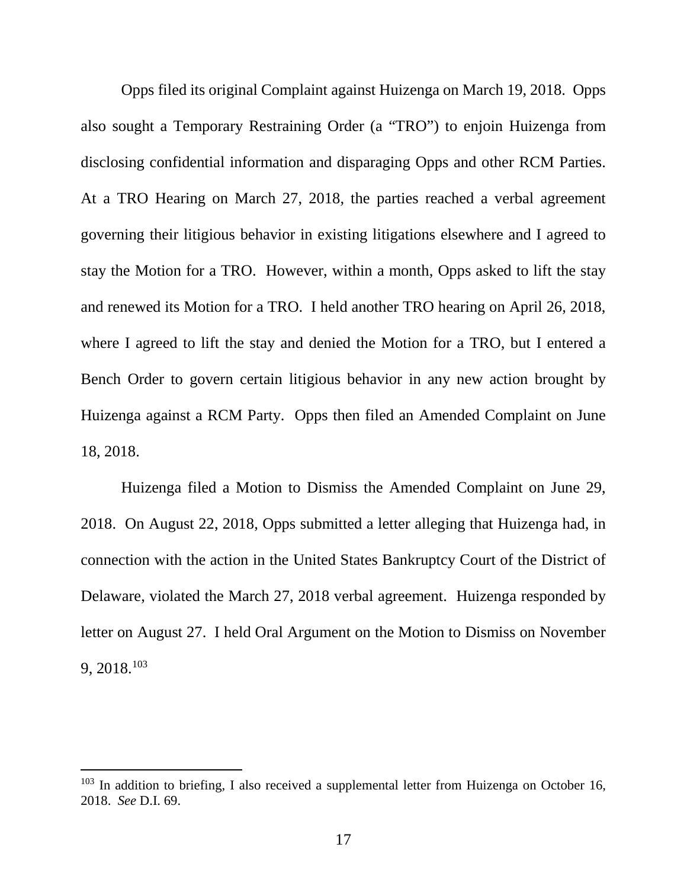Opps filed its original Complaint against Huizenga on March 19, 2018. Opps also sought a Temporary Restraining Order (a "TRO") to enjoin Huizenga from disclosing confidential information and disparaging Opps and other RCM Parties. At a TRO Hearing on March 27, 2018, the parties reached a verbal agreement governing their litigious behavior in existing litigations elsewhere and I agreed to stay the Motion for a TRO. However, within a month, Opps asked to lift the stay and renewed its Motion for a TRO. I held another TRO hearing on April 26, 2018, where I agreed to lift the stay and denied the Motion for a TRO, but I entered a Bench Order to govern certain litigious behavior in any new action brought by Huizenga against a RCM Party. Opps then filed an Amended Complaint on June 18, 2018.

Huizenga filed a Motion to Dismiss the Amended Complaint on June 29, 2018. On August 22, 2018, Opps submitted a letter alleging that Huizenga had, in connection with the action in the United States Bankruptcy Court of the District of Delaware, violated the March 27, 2018 verbal agreement. Huizenga responded by letter on August 27. I held Oral Argument on the Motion to Dismiss on November 9, 2018.[103]

---

[103] In addition to briefing, I also received a supplemental letter from Huizenga on October 16, 2018. *See* D.I. 69.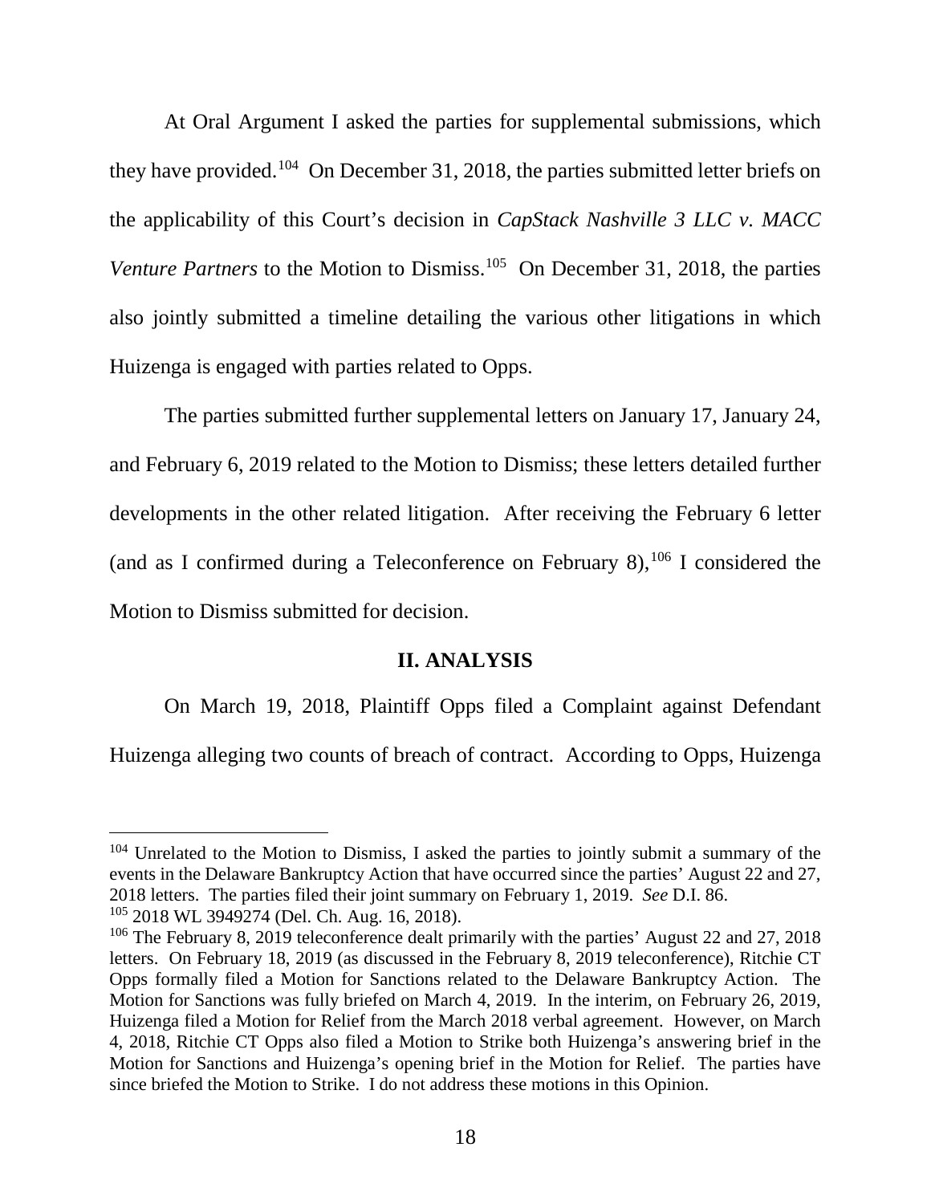At Oral Argument I asked the parties for supplemental submissions, which they have provided.[104] On December 31, 2018, the parties submitted letter briefs on the applicability of this Court's decision in *CapStack Nashville 3 LLC v. MACC Venture Partners* to the Motion to Dismiss.[105] On December 31, 2018, the parties also jointly submitted a timeline detailing the various other litigations in which Huizenga is engaged with parties related to Opps.

The parties submitted further supplemental letters on January 17, January 24, and February 6, 2019 related to the Motion to Dismiss; these letters detailed further developments in the other related litigation. After receiving the February 6 letter (and as I confirmed during a Teleconference on February 8),[106] I considered the Motion to Dismiss submitted for decision.

## II. ANALYSIS

On March 19, 2018, Plaintiff Opps filed a Complaint against Defendant Huizenga alleging two counts of breach of contract. According to Opps, Huizenga

---

[104] Unrelated to the Motion to Dismiss, I asked the parties to jointly submit a summary of the events in the Delaware Bankruptcy Action that have occurred since the parties' August 22 and 27, 2018 letters. The parties filed their joint summary on February 1, 2019. *See* D.I. 86.

[105] 2018 WL 3949274 (Del. Ch. Aug. 16, 2018).

[106] The February 8, 2019 teleconference dealt primarily with the parties' August 22 and 27, 2018 letters. On February 18, 2019 (as discussed in the February 8, 2019 teleconference), Ritchie CT Opps formally filed a Motion for Sanctions related to the Delaware Bankruptcy Action. The Motion for Sanctions was fully briefed on March 4, 2019. In the interim, on February 26, 2019, Huizenga filed a Motion for Relief from the March 2018 verbal agreement. However, on March 4, 2018, Ritchie CT Opps also filed a Motion to Strike both Huizenga's answering brief in the Motion for Sanctions and Huizenga's opening brief in the Motion for Relief. The parties have since briefed the Motion to Strike. I do not address these motions in this Opinion.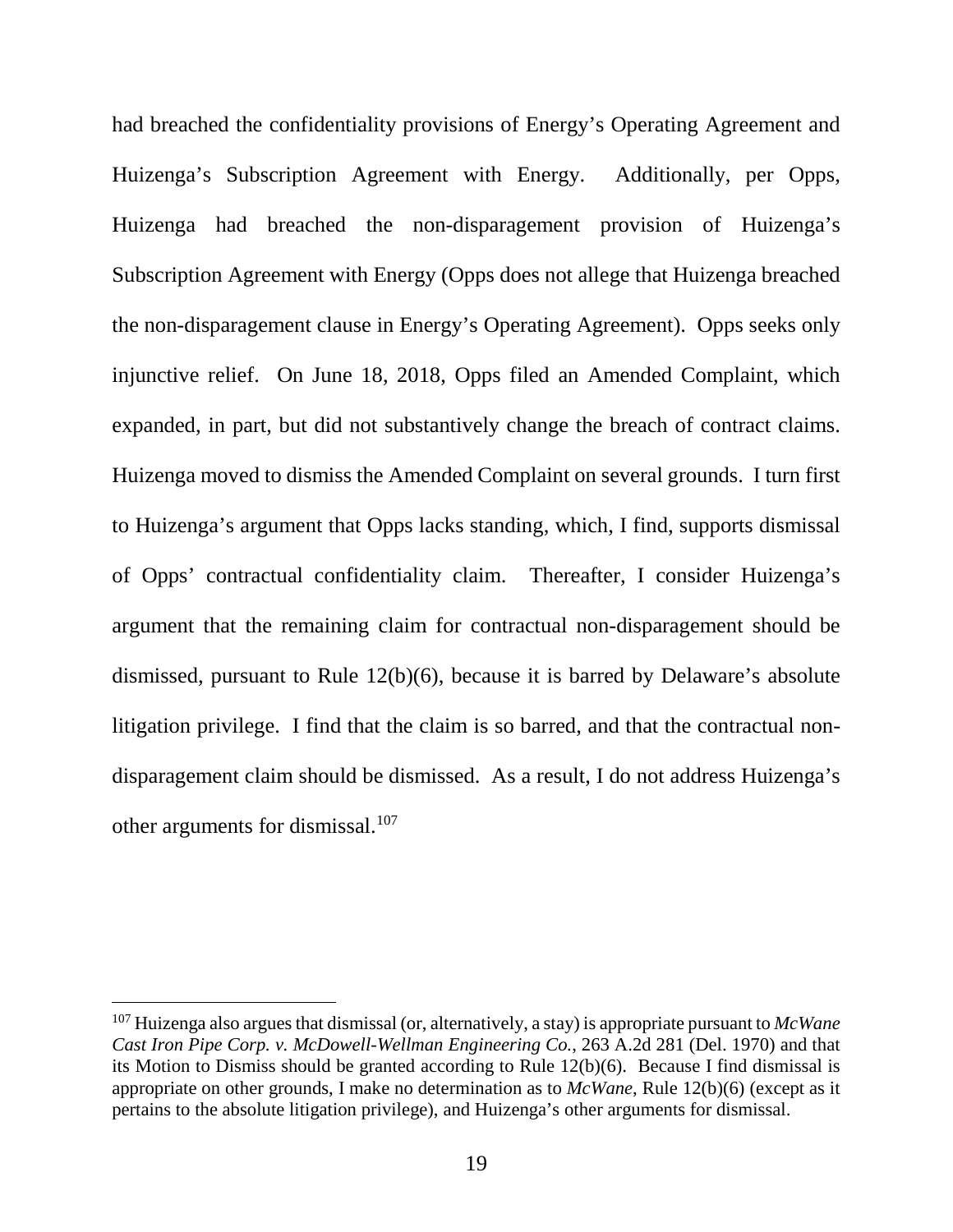had breached the confidentiality provisions of Energy's Operating Agreement and Huizenga's Subscription Agreement with Energy. Additionally, per Opps, Huizenga had breached the non-disparagement provision of Huizenga's Subscription Agreement with Energy (Opps does not allege that Huizenga breached the non-disparagement clause in Energy's Operating Agreement). Opps seeks only injunctive relief. On June 18, 2018, Opps filed an Amended Complaint, which expanded, in part, but did not substantively change the breach of contract claims. Huizenga moved to dismiss the Amended Complaint on several grounds. I turn first to Huizenga's argument that Opps lacks standing, which, I find, supports dismissal of Opps' contractual confidentiality claim. Thereafter, I consider Huizenga's argument that the remaining claim for contractual non-disparagement should be dismissed, pursuant to Rule 12(b)(6), because it is barred by Delaware's absolute litigation privilege. I find that the claim is so barred, and that the contractual non-disparagement claim should be dismissed. As a result, I do not address Huizenga's other arguments for dismissal.[107]

---

[107] Huizenga also argues that dismissal (or, alternatively, a stay) is appropriate pursuant to *McWane Cast Iron Pipe Corp. v. McDowell-Wellman Engineering Co.*, 263 A.2d 281 (Del. 1970) and that its Motion to Dismiss should be granted according to Rule 12(b)(6). Because I find dismissal is appropriate on other grounds, I make no determination as to *McWane*, Rule 12(b)(6) (except as it pertains to the absolute litigation privilege), and Huizenga's other arguments for dismissal.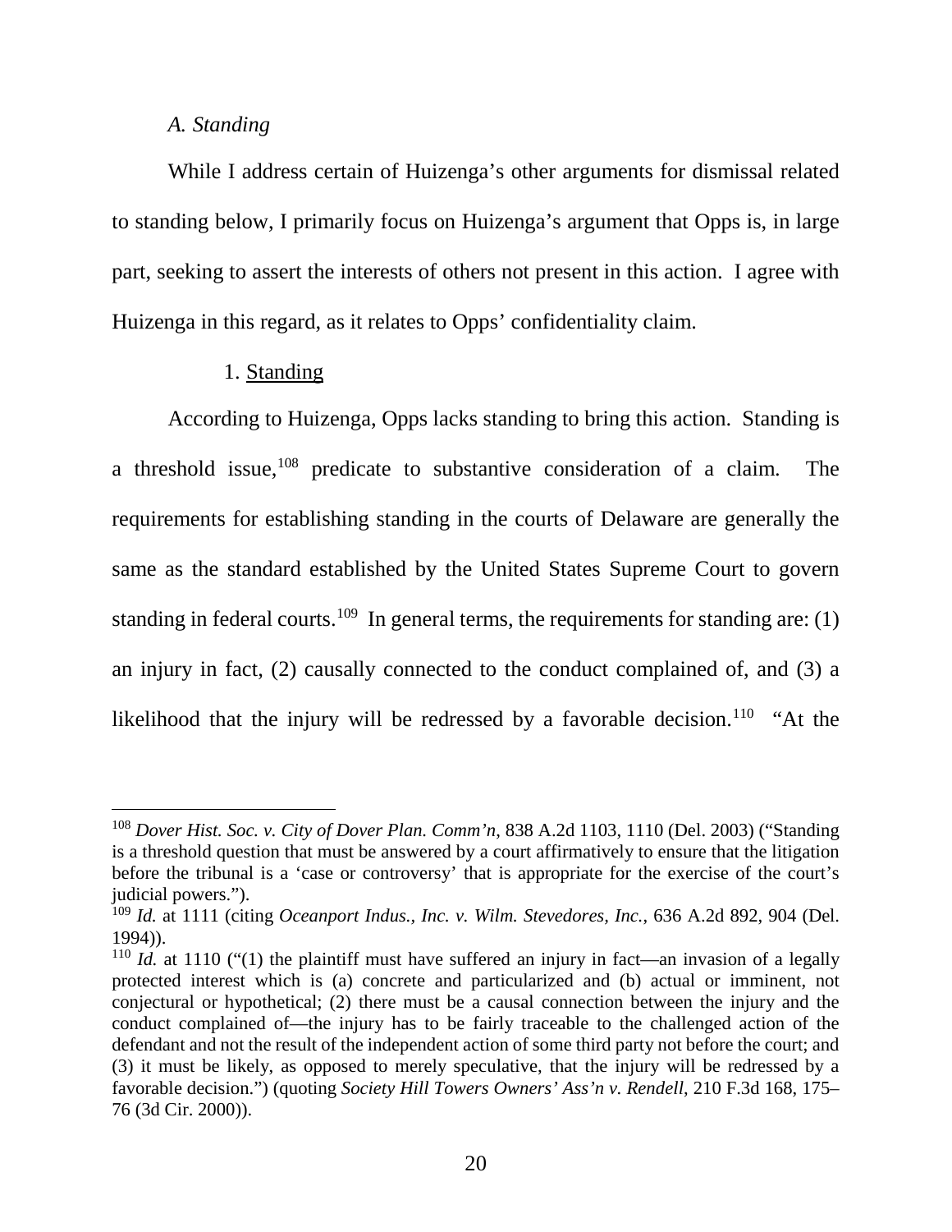*A. Standing*

While I address certain of Huizenga's other arguments for dismissal related to standing below, I primarily focus on Huizenga's argument that Opps is, in large part, seeking to assert the interests of others not present in this action. I agree with Huizenga in this regard, as it relates to Opps' confidentiality claim.

1. Standing

According to Huizenga, Opps lacks standing to bring this action. Standing is a threshold issue,[108] predicate to substantive consideration of a claim. The requirements for establishing standing in the courts of Delaware are generally the same as the standard established by the United States Supreme Court to govern standing in federal courts.[109] In general terms, the requirements for standing are: (1) an injury in fact, (2) causally connected to the conduct complained of, and (3) a likelihood that the injury will be redressed by a favorable decision.[110] "At the

---

[108] *Dover Hist. Soc. v. City of Dover Plan. Comm'n*, 838 A.2d 1103, 1110 (Del. 2003) ("Standing is a threshold question that must be answered by a court affirmatively to ensure that the litigation before the tribunal is a 'case or controversy' that is appropriate for the exercise of the court's judicial powers.").

[109] *Id.* at 1111 (citing *Oceanport Indus., Inc. v. Wilm. Stevedores, Inc.*, 636 A.2d 892, 904 (Del. 1994)).

[110] *Id.* at 1110 ("(1) the plaintiff must have suffered an injury in fact—an invasion of a legally protected interest which is (a) concrete and particularized and (b) actual or imminent, not conjectural or hypothetical; (2) there must be a causal connection between the injury and the conduct complained of—the injury has to be fairly traceable to the challenged action of the defendant and not the result of the independent action of some third party not before the court; and (3) it must be likely, as opposed to merely speculative, that the injury will be redressed by a favorable decision.") (quoting *Society Hill Towers Owners' Ass'n v. Rendell*, 210 F.3d 168, 175–76 (3d Cir. 2000)).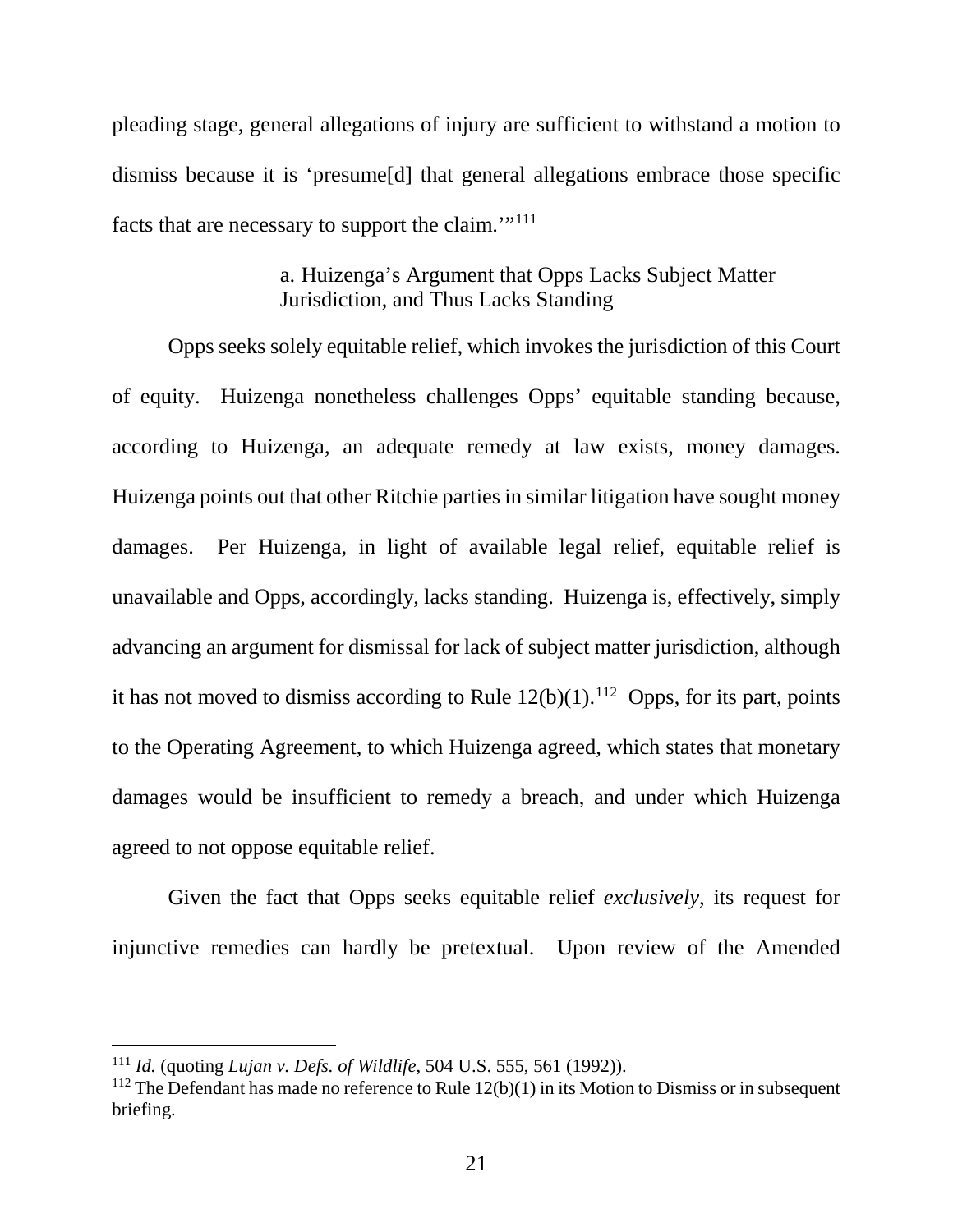pleading stage, general allegations of injury are sufficient to withstand a motion to dismiss because it is 'presume[d] that general allegations embrace those specific facts that are necessary to support the claim.'"[111]

a. Huizenga's Argument that Opps Lacks Subject Matter Jurisdiction, and Thus Lacks Standing

Opps seeks solely equitable relief, which invokes the jurisdiction of this Court of equity. Huizenga nonetheless challenges Opps' equitable standing because, according to Huizenga, an adequate remedy at law exists, money damages. Huizenga points out that other Ritchie parties in similar litigation have sought money damages. Per Huizenga, in light of available legal relief, equitable relief is unavailable and Opps, accordingly, lacks standing. Huizenga is, effectively, simply advancing an argument for dismissal for lack of subject matter jurisdiction, although it has not moved to dismiss according to Rule 12(b)(1).[112] Opps, for its part, points to the Operating Agreement, to which Huizenga agreed, which states that monetary damages would be insufficient to remedy a breach, and under which Huizenga agreed to not oppose equitable relief.

Given the fact that Opps seeks equitable relief *exclusively*, its request for injunctive remedies can hardly be pretextual. Upon review of the Amended

---

[111] *Id.* (quoting *Lujan v. Defs. of Wildlife*, 504 U.S. 555, 561 (1992)).

[112] The Defendant has made no reference to Rule 12(b)(1) in its Motion to Dismiss or in subsequent briefing.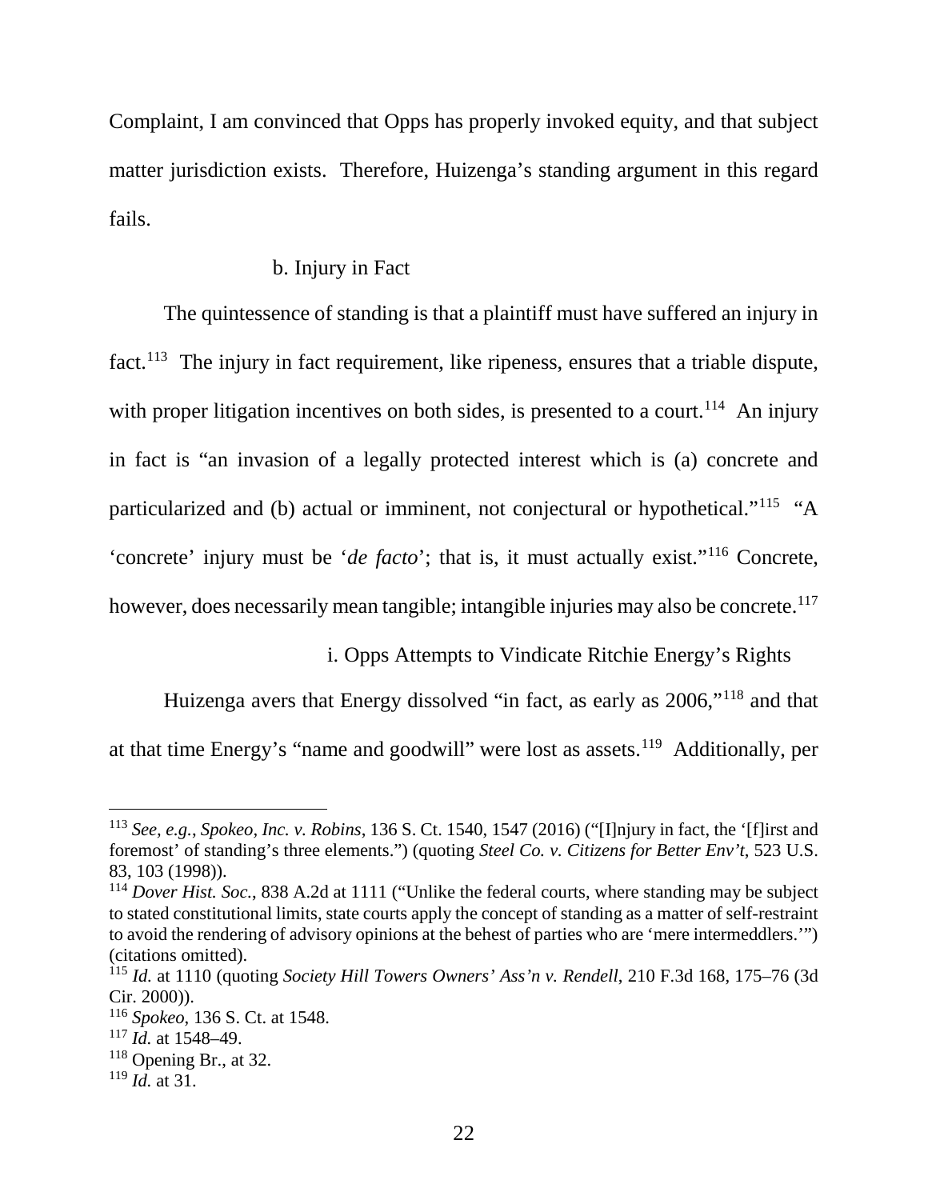Complaint, I am convinced that Opps has properly invoked equity, and that subject matter jurisdiction exists. Therefore, Huizenga's standing argument in this regard fails.

#### b. Injury in Fact

The quintessence of standing is that a plaintiff must have suffered an injury in fact.[113] The injury in fact requirement, like ripeness, ensures that a triable dispute, with proper litigation incentives on both sides, is presented to a court.[114] An injury in fact is "an invasion of a legally protected interest which is (a) concrete and particularized and (b) actual or imminent, not conjectural or hypothetical."[115] "A 'concrete' injury must be '*de facto*'; that is, it must actually exist."[116] Concrete, however, does necessarily mean tangible; intangible injuries may also be concrete.[117]

##### i. Opps Attempts to Vindicate Ritchie Energy's Rights

Huizenga avers that Energy dissolved "in fact, as early as 2006,"[118] and that at that time Energy's "name and goodwill" were lost as assets.[119] Additionally, per

---

[113] *See, e.g.*, *Spokeo, Inc. v. Robins*, 136 S. Ct. 1540, 1547 (2016) ("[I]njury in fact, the '[f]irst and foremost' of standing's three elements.") (quoting *Steel Co. v. Citizens for Better Env't*, 523 U.S. 83, 103 (1998)).

[114] *Dover Hist. Soc.*, 838 A.2d at 1111 ("Unlike the federal courts, where standing may be subject to stated constitutional limits, state courts apply the concept of standing as a matter of self-restraint to avoid the rendering of advisory opinions at the behest of parties who are 'mere intermeddlers.'") (citations omitted).

[115] *Id.* at 1110 (quoting *Society Hill Towers Owners' Ass'n v. Rendell*, 210 F.3d 168, 175–76 (3d Cir. 2000)).

[116] *Spokeo*, 136 S. Ct. at 1548.

[117] *Id.* at 1548–49.

[118] Opening Br., at 32.

[119] *Id.* at 31.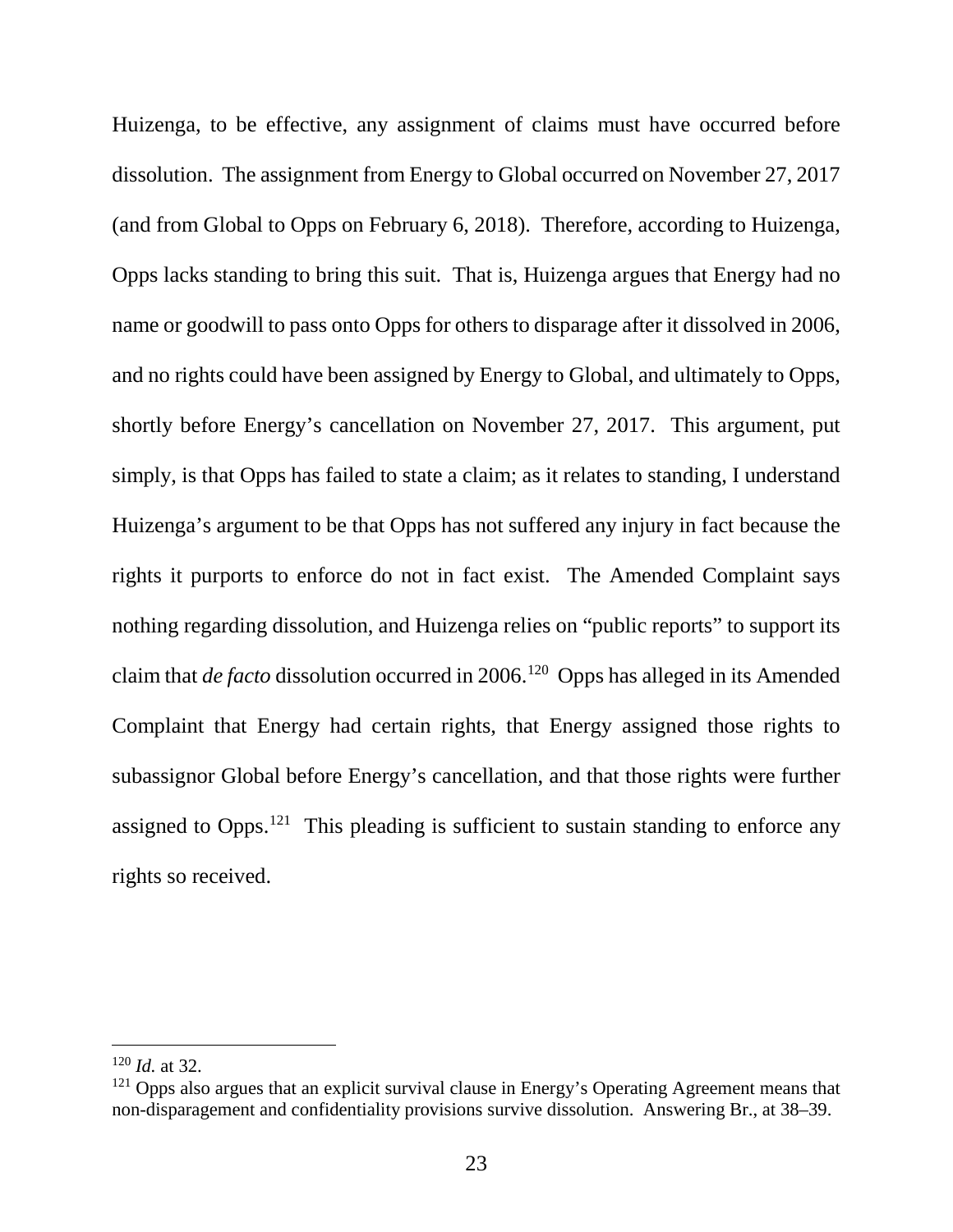Huizenga, to be effective, any assignment of claims must have occurred before dissolution. The assignment from Energy to Global occurred on November 27, 2017 (and from Global to Opps on February 6, 2018). Therefore, according to Huizenga, Opps lacks standing to bring this suit. That is, Huizenga argues that Energy had no name or goodwill to pass onto Opps for others to disparage after it dissolved in 2006, and no rights could have been assigned by Energy to Global, and ultimately to Opps, shortly before Energy's cancellation on November 27, 2017. This argument, put simply, is that Opps has failed to state a claim; as it relates to standing, I understand Huizenga's argument to be that Opps has not suffered any injury in fact because the rights it purports to enforce do not in fact exist. The Amended Complaint says nothing regarding dissolution, and Huizenga relies on "public reports" to support its claim that *de facto* dissolution occurred in 2006.[120] Opps has alleged in its Amended Complaint that Energy had certain rights, that Energy assigned those rights to subassignor Global before Energy's cancellation, and that those rights were further assigned to Opps.[121] This pleading is sufficient to sustain standing to enforce any rights so received.

---

[120] *Id.* at 32.

[121] Opps also argues that an explicit survival clause in Energy's Operating Agreement means that non-disparagement and confidentiality provisions survive dissolution. Answering Br., at 38–39.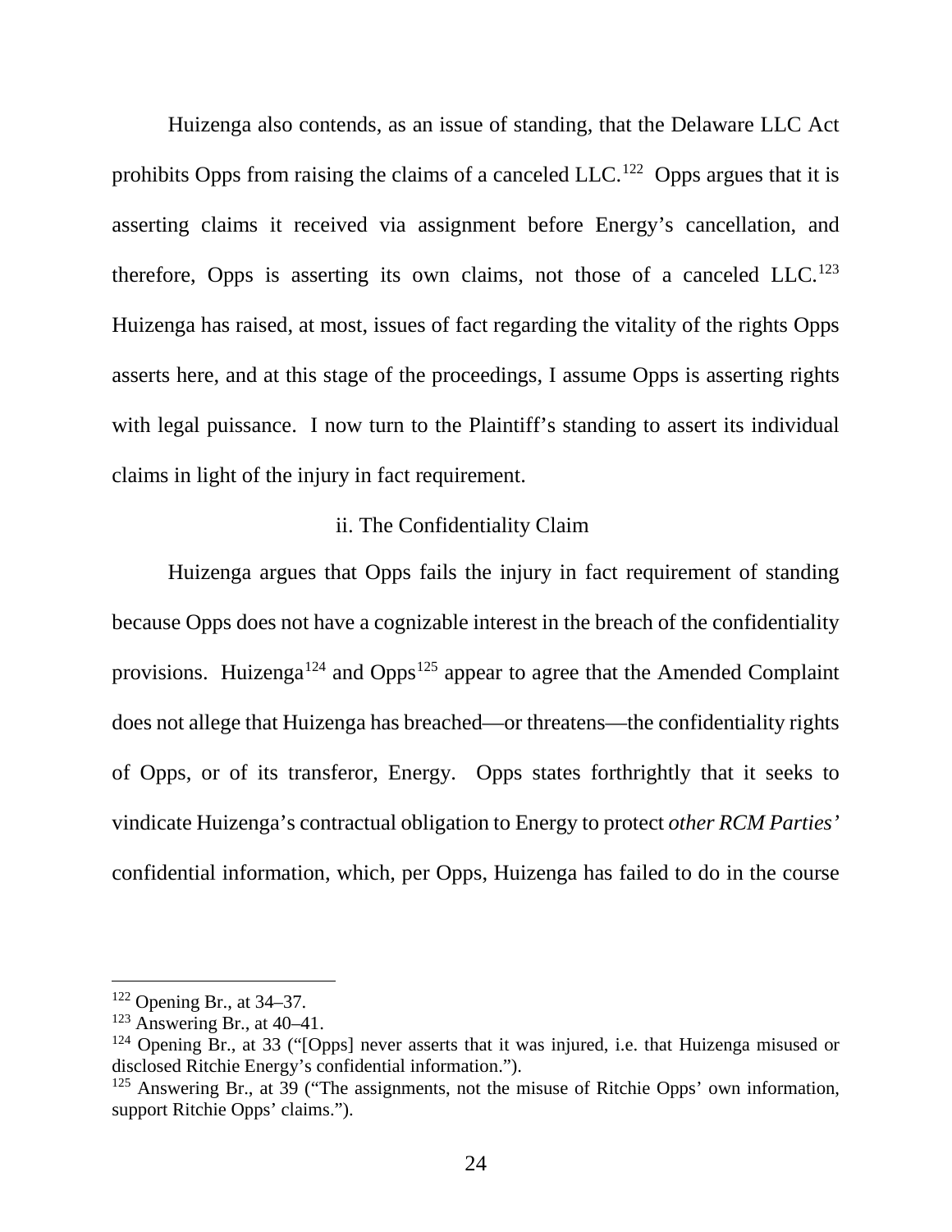Huizenga also contends, as an issue of standing, that the Delaware LLC Act prohibits Opps from raising the claims of a canceled LLC.[122] Opps argues that it is asserting claims it received via assignment before Energy's cancellation, and therefore, Opps is asserting its own claims, not those of a canceled LLC.[123] Huizenga has raised, at most, issues of fact regarding the vitality of the rights Opps asserts here, and at this stage of the proceedings, I assume Opps is asserting rights with legal puissance. I now turn to the Plaintiff's standing to assert its individual claims in light of the injury in fact requirement.

### ii. The Confidentiality Claim

Huizenga argues that Opps fails the injury in fact requirement of standing because Opps does not have a cognizable interest in the breach of the confidentiality provisions. Huizenga[124] and Opps[125] appear to agree that the Amended Complaint does not allege that Huizenga has breached—or threatens—the confidentiality rights of Opps, or of its transferor, Energy. Opps states forthrightly that it seeks to vindicate Huizenga's contractual obligation to Energy to protect *other RCM Parties'* confidential information, which, per Opps, Huizenga has failed to do in the course

---

[122] Opening Br., at 34–37.

[123] Answering Br., at 40–41.

[124] Opening Br., at 33 ("[Opps] never asserts that it was injured, i.e. that Huizenga misused or disclosed Ritchie Energy's confidential information.").

[125] Answering Br., at 39 ("The assignments, not the misuse of Ritchie Opps' own information, support Ritchie Opps' claims.").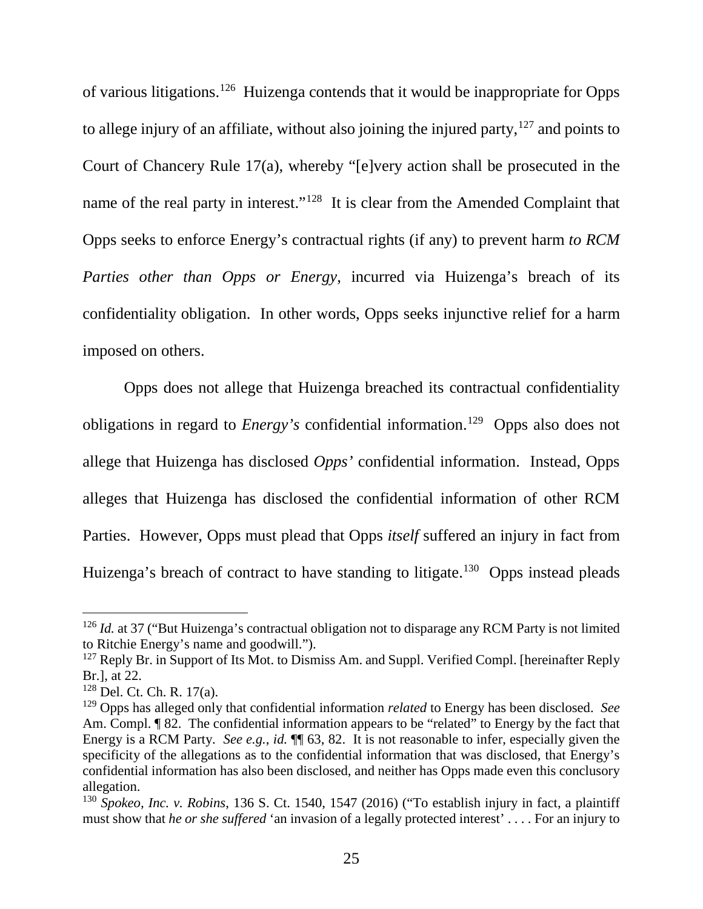of various litigations.[126] Huizenga contends that it would be inappropriate for Opps to allege injury of an affiliate, without also joining the injured party,[127] and points to Court of Chancery Rule 17(a), whereby "[e]very action shall be prosecuted in the name of the real party in interest."[128] It is clear from the Amended Complaint that Opps seeks to enforce Energy's contractual rights (if any) to prevent harm *to RCM Parties other than Opps or Energy*, incurred via Huizenga's breach of its confidentiality obligation. In other words, Opps seeks injunctive relief for a harm imposed on others.

Opps does not allege that Huizenga breached its contractual confidentiality obligations in regard to *Energy's* confidential information.[129] Opps also does not allege that Huizenga has disclosed *Opps'* confidential information. Instead, Opps alleges that Huizenga has disclosed the confidential information of other RCM Parties. However, Opps must plead that Opps *itself* suffered an injury in fact from Huizenga's breach of contract to have standing to litigate.[130] Opps instead pleads

---

[126] *Id.* at 37 ("But Huizenga's contractual obligation not to disparage any RCM Party is not limited to Ritchie Energy's name and goodwill.").

[127] Reply Br. in Support of Its Mot. to Dismiss Am. and Suppl. Verified Compl. [hereinafter Reply Br.], at 22.

[128] Del. Ct. Ch. R. 17(a).

[129] Opps has alleged only that confidential information *related* to Energy has been disclosed. *See* Am. Compl. ¶ 82. The confidential information appears to be "related" to Energy by the fact that Energy is a RCM Party. *See e.g.*, *id.* ¶¶ 63, 82. It is not reasonable to infer, especially given the specificity of the allegations as to the confidential information that was disclosed, that Energy's confidential information has also been disclosed, and neither has Opps made even this conclusory allegation.

[130] *Spokeo, Inc. v. Robins*, 136 S. Ct. 1540, 1547 (2016) ("To establish injury in fact, a plaintiff must show that *he or she suffered* 'an invasion of a legally protected interest' . . . . For an injury to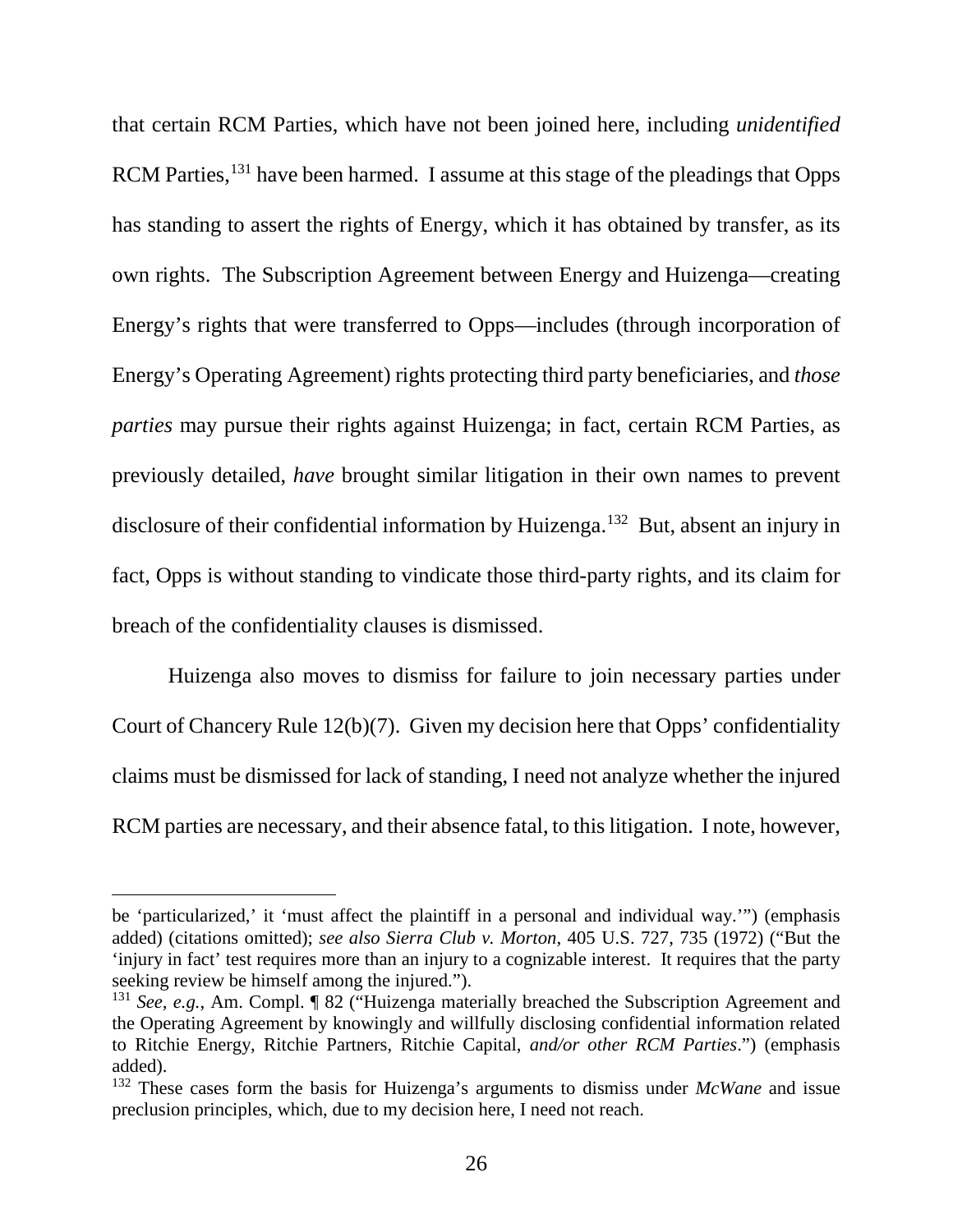that certain RCM Parties, which have not been joined here, including *unidentified* RCM Parties,[131] have been harmed. I assume at this stage of the pleadings that Opps has standing to assert the rights of Energy, which it has obtained by transfer, as its own rights. The Subscription Agreement between Energy and Huizenga—creating Energy's rights that were transferred to Opps—includes (through incorporation of Energy's Operating Agreement) rights protecting third party beneficiaries, and *those parties* may pursue their rights against Huizenga; in fact, certain RCM Parties, as previously detailed, *have* brought similar litigation in their own names to prevent disclosure of their confidential information by Huizenga.[132] But, absent an injury in fact, Opps is without standing to vindicate those third-party rights, and its claim for breach of the confidentiality clauses is dismissed.

Huizenga also moves to dismiss for failure to join necessary parties under Court of Chancery Rule 12(b)(7). Given my decision here that Opps' confidentiality claims must be dismissed for lack of standing, I need not analyze whether the injured RCM parties are necessary, and their absence fatal, to this litigation. I note, however,

---

be 'particularized,' it 'must affect the plaintiff in a personal and individual way.'") (emphasis added) (citations omitted); *see also Sierra Club v. Morton*, 405 U.S. 727, 735 (1972) ("But the 'injury in fact' test requires more than an injury to a cognizable interest. It requires that the party seeking review be himself among the injured.").

[131] *See, e.g.*, Am. Compl. ¶ 82 ("Huizenga materially breached the Subscription Agreement and the Operating Agreement by knowingly and willfully disclosing confidential information related to Ritchie Energy, Ritchie Partners, Ritchie Capital, *and/or other RCM Parties*.") (emphasis added).

[132] These cases form the basis for Huizenga's arguments to dismiss under *McWane* and issue preclusion principles, which, due to my decision here, I need not reach.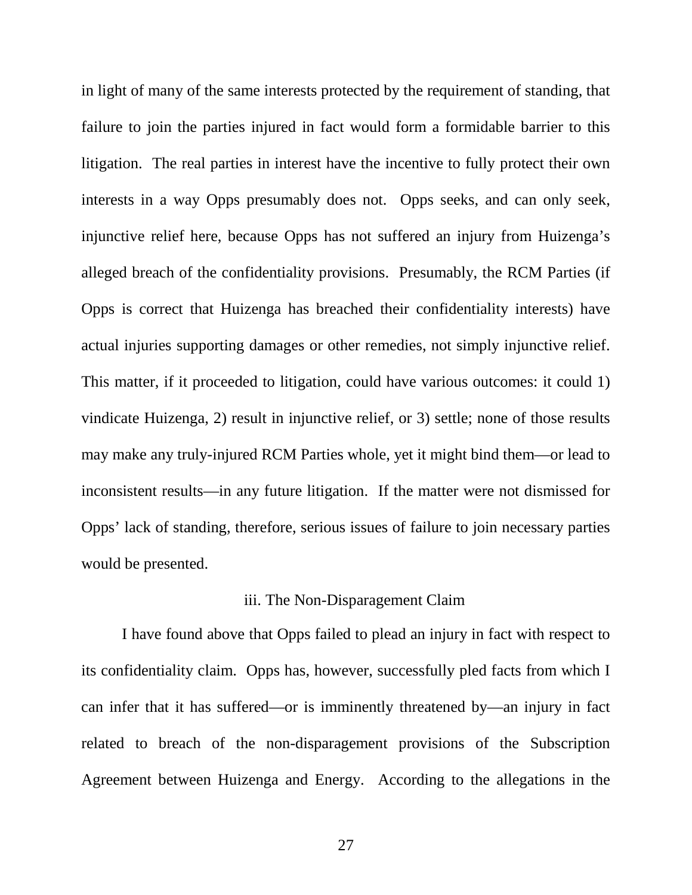in light of many of the same interests protected by the requirement of standing, that failure to join the parties injured in fact would form a formidable barrier to this litigation. The real parties in interest have the incentive to fully protect their own interests in a way Opps presumably does not. Opps seeks, and can only seek, injunctive relief here, because Opps has not suffered an injury from Huizenga's alleged breach of the confidentiality provisions. Presumably, the RCM Parties (if Opps is correct that Huizenga has breached their confidentiality interests) have actual injuries supporting damages or other remedies, not simply injunctive relief. This matter, if it proceeded to litigation, could have various outcomes: it could 1) vindicate Huizenga, 2) result in injunctive relief, or 3) settle; none of those results may make any truly-injured RCM Parties whole, yet it might bind them—or lead to inconsistent results—in any future litigation. If the matter were not dismissed for Opps' lack of standing, therefore, serious issues of failure to join necessary parties would be presented.

### iii. The Non-Disparagement Claim

I have found above that Opps failed to plead an injury in fact with respect to its confidentiality claim. Opps has, however, successfully pled facts from which I can infer that it has suffered—or is imminently threatened by—an injury in fact related to breach of the non-disparagement provisions of the Subscription Agreement between Huizenga and Energy. According to the allegations in the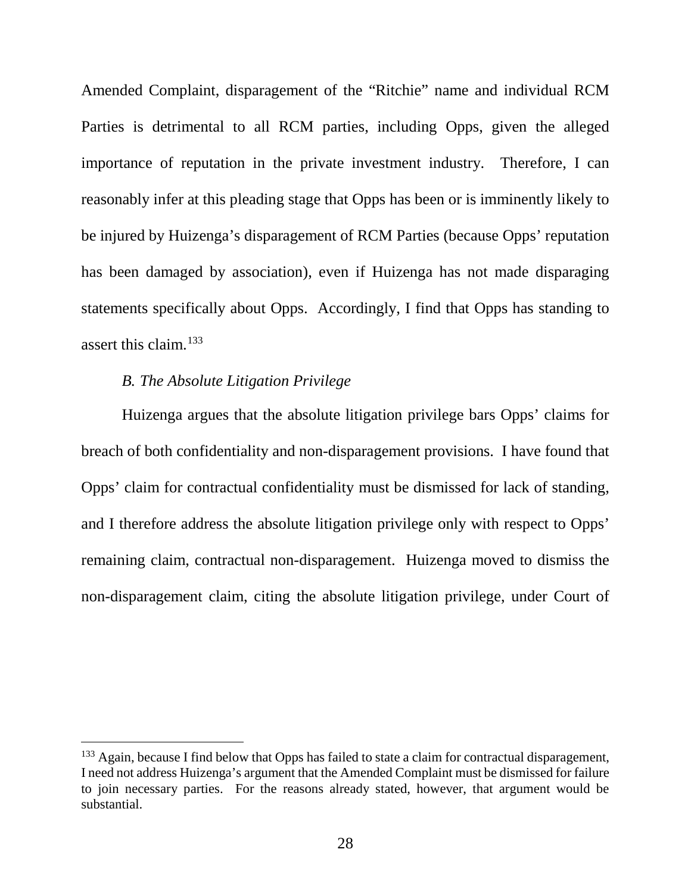Amended Complaint, disparagement of the "Ritchie" name and individual RCM Parties is detrimental to all RCM parties, including Opps, given the alleged importance of reputation in the private investment industry. Therefore, I can reasonably infer at this pleading stage that Opps has been or is imminently likely to be injured by Huizenga's disparagement of RCM Parties (because Opps' reputation has been damaged by association), even if Huizenga has not made disparaging statements specifically about Opps. Accordingly, I find that Opps has standing to assert this claim.[133]

*B. The Absolute Litigation Privilege*

Huizenga argues that the absolute litigation privilege bars Opps' claims for breach of both confidentiality and non-disparagement provisions. I have found that Opps' claim for contractual confidentiality must be dismissed for lack of standing, and I therefore address the absolute litigation privilege only with respect to Opps' remaining claim, contractual non-disparagement. Huizenga moved to dismiss the non-disparagement claim, citing the absolute litigation privilege, under Court of

[133] Again, because I find below that Opps has failed to state a claim for contractual disparagement, I need not address Huizenga's argument that the Amended Complaint must be dismissed for failure to join necessary parties. For the reasons already stated, however, that argument would be substantial.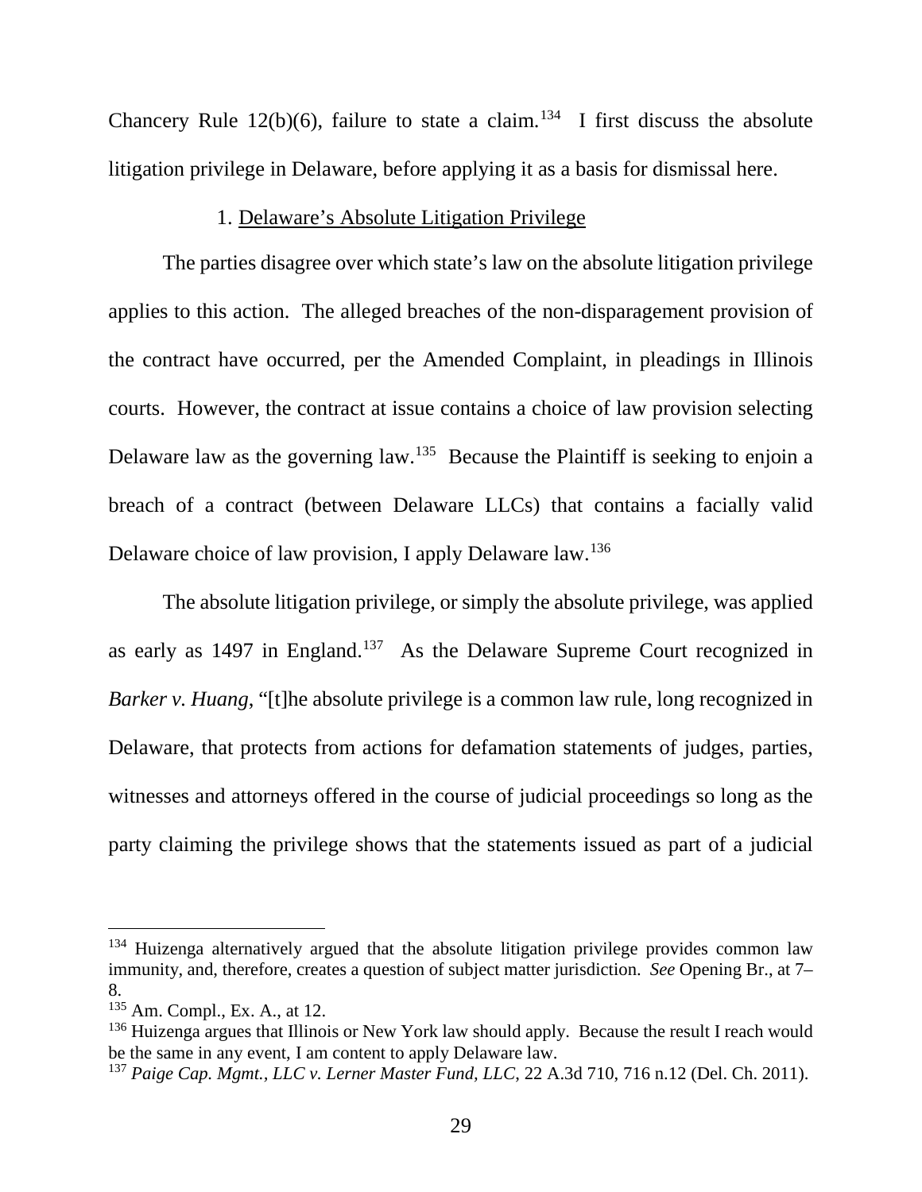Chancery Rule 12(b)(6), failure to state a claim.[134] I first discuss the absolute litigation privilege in Delaware, before applying it as a basis for dismissal here.

### 1. Delaware's Absolute Litigation Privilege

The parties disagree over which state's law on the absolute litigation privilege applies to this action. The alleged breaches of the non-disparagement provision of the contract have occurred, per the Amended Complaint, in pleadings in Illinois courts. However, the contract at issue contains a choice of law provision selecting Delaware law as the governing law.[135] Because the Plaintiff is seeking to enjoin a breach of a contract (between Delaware LLCs) that contains a facially valid Delaware choice of law provision, I apply Delaware law.[136]

The absolute litigation privilege, or simply the absolute privilege, was applied as early as 1497 in England.[137] As the Delaware Supreme Court recognized in *Barker v. Huang*, "[t]he absolute privilege is a common law rule, long recognized in Delaware, that protects from actions for defamation statements of judges, parties, witnesses and attorneys offered in the course of judicial proceedings so long as the party claiming the privilege shows that the statements issued as part of a judicial

---

[134] Huizenga alternatively argued that the absolute litigation privilege provides common law immunity, and, therefore, creates a question of subject matter jurisdiction. *See* Opening Br., at 7–8.

[135] Am. Compl., Ex. A., at 12.

[136] Huizenga argues that Illinois or New York law should apply. Because the result I reach would be the same in any event, I am content to apply Delaware law.

[137] *Paige Cap. Mgmt., LLC v. Lerner Master Fund, LLC*, 22 A.3d 710, 716 n.12 (Del. Ch. 2011).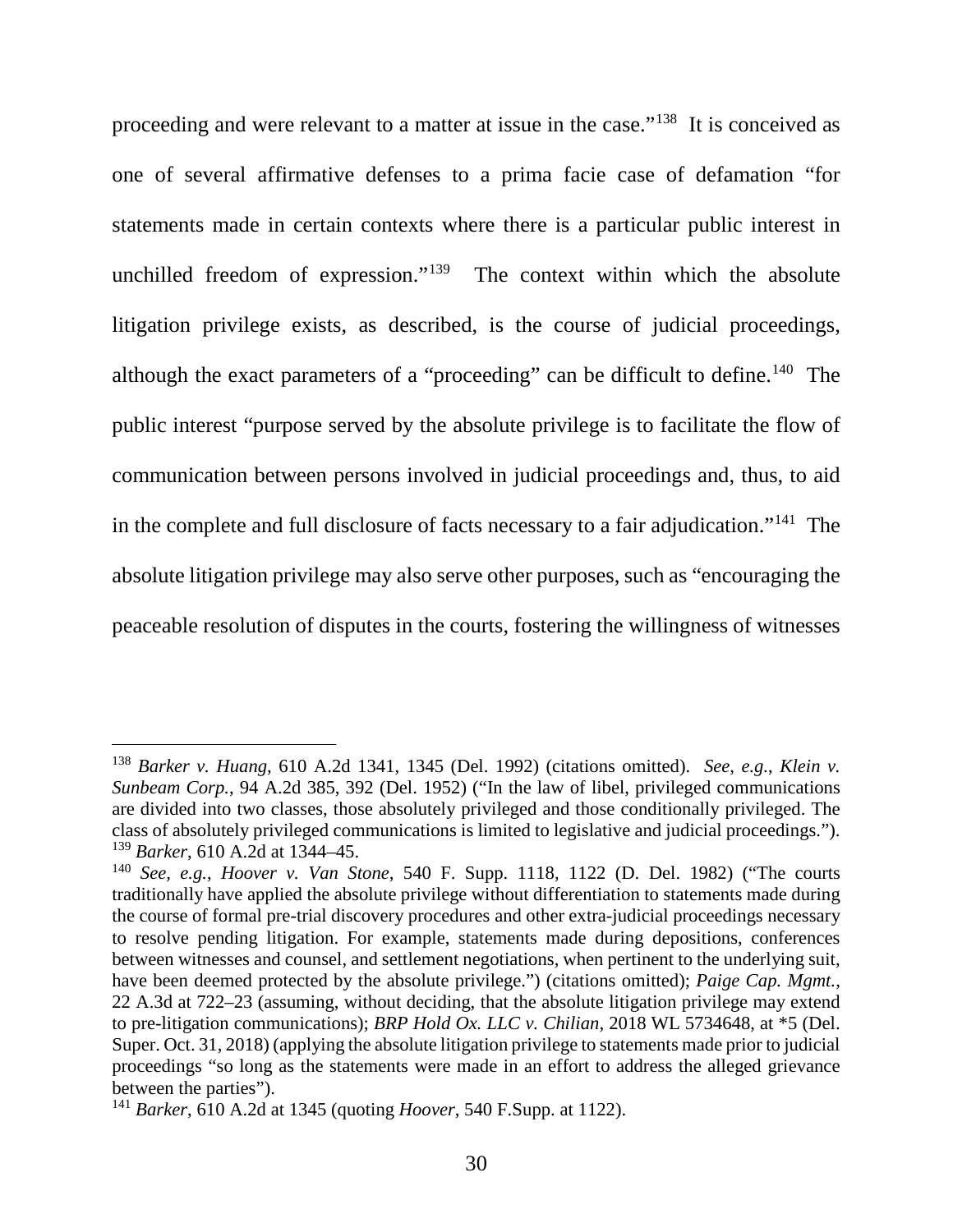proceeding and were relevant to a matter at issue in the case."[138] It is conceived as one of several affirmative defenses to a prima facie case of defamation "for statements made in certain contexts where there is a particular public interest in unchilled freedom of expression."[139] The context within which the absolute litigation privilege exists, as described, is the course of judicial proceedings, although the exact parameters of a "proceeding" can be difficult to define.[140] The public interest "purpose served by the absolute privilege is to facilitate the flow of communication between persons involved in judicial proceedings and, thus, to aid in the complete and full disclosure of facts necessary to a fair adjudication."[141] The absolute litigation privilege may also serve other purposes, such as "encouraging the peaceable resolution of disputes in the courts, fostering the willingness of witnesses

---

[138] *Barker v. Huang*, 610 A.2d 1341, 1345 (Del. 1992) (citations omitted). *See, e.g.*, *Klein v. Sunbeam Corp.*, 94 A.2d 385, 392 (Del. 1952) ("In the law of libel, privileged communications are divided into two classes, those absolutely privileged and those conditionally privileged. The class of absolutely privileged communications is limited to legislative and judicial proceedings.").

[139] *Barker*, 610 A.2d at 1344–45.

[140] *See, e.g.*, *Hoover v. Van Stone*, 540 F. Supp. 1118, 1122 (D. Del. 1982) ("The courts traditionally have applied the absolute privilege without differentiation to statements made during the course of formal pre-trial discovery procedures and other extra-judicial proceedings necessary to resolve pending litigation. For example, statements made during depositions, conferences between witnesses and counsel, and settlement negotiations, when pertinent to the underlying suit, have been deemed protected by the absolute privilege.") (citations omitted); *Paige Cap. Mgmt.*, 22 A.3d at 722–23 (assuming, without deciding, that the absolute litigation privilege may extend to pre-litigation communications); *BRP Hold Ox. LLC v. Chilian*, 2018 WL 5734648, at *5 (Del. Super. Oct. 31, 2018) (applying the absolute litigation privilege to statements made prior to judicial proceedings "so long as the statements were made in an effort to address the alleged grievance between the parties").

[141] *Barker*, 610 A.2d at 1345 (quoting *Hoover*, 540 F.Supp. at 1122).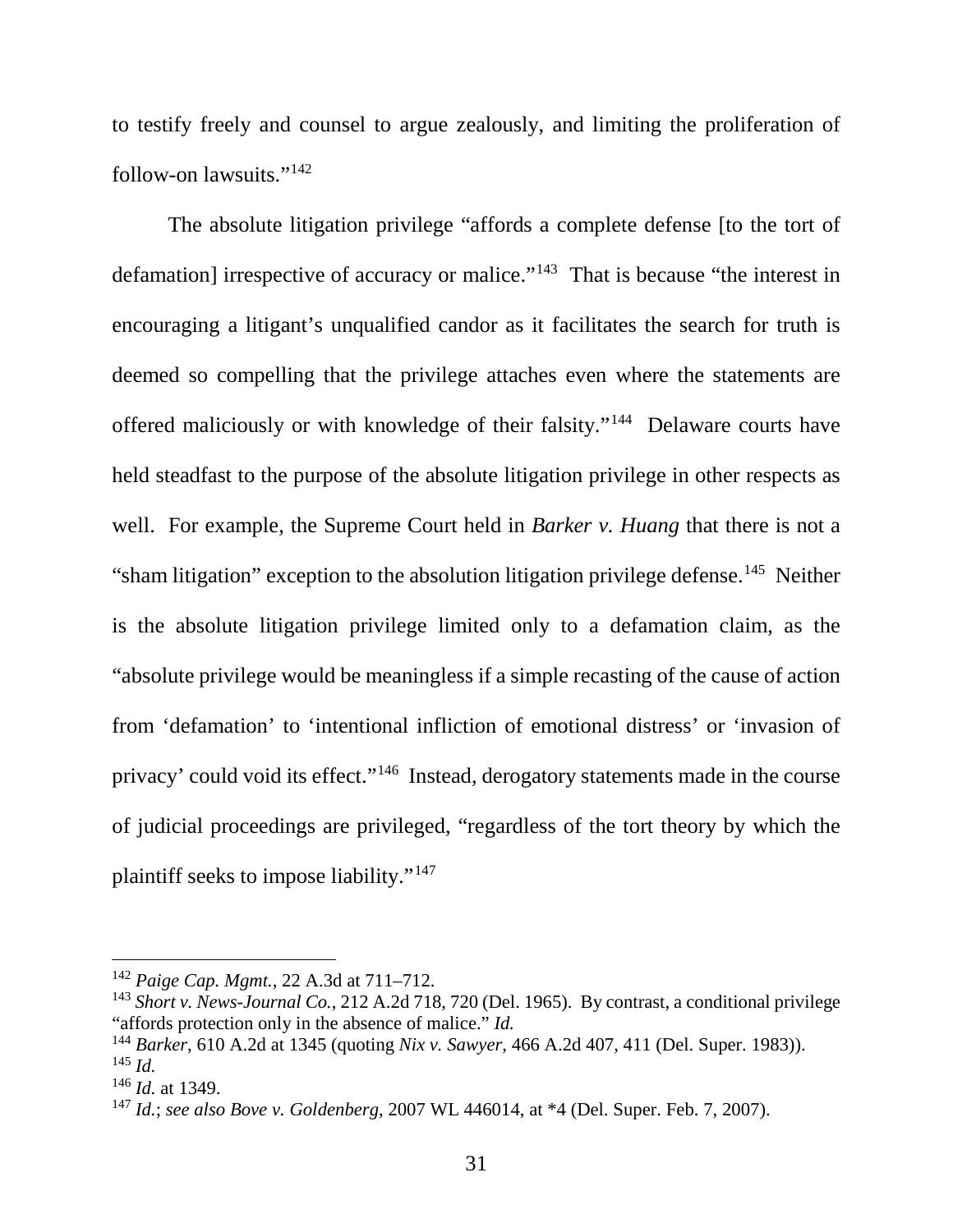to testify freely and counsel to argue zealously, and limiting the proliferation of follow-on lawsuits."[142]

The absolute litigation privilege "affords a complete defense [to the tort of defamation] irrespective of accuracy or malice."[143] That is because "the interest in encouraging a litigant's unqualified candor as it facilitates the search for truth is deemed so compelling that the privilege attaches even where the statements are offered maliciously or with knowledge of their falsity."[144] Delaware courts have held steadfast to the purpose of the absolute litigation privilege in other respects as well. For example, the Supreme Court held in *Barker v. Huang* that there is not a "sham litigation" exception to the absolution litigation privilege defense.[145] Neither is the absolute litigation privilege limited only to a defamation claim, as the "absolute privilege would be meaningless if a simple recasting of the cause of action from 'defamation' to 'intentional infliction of emotional distress' or 'invasion of privacy' could void its effect."[146] Instead, derogatory statements made in the course of judicial proceedings are privileged, "regardless of the tort theory by which the plaintiff seeks to impose liability."[147]

---

[142] *Paige Cap. Mgmt.*, 22 A.3d at 711–712.

[143] *Short v. News-Journal Co.*, 212 A.2d 718, 720 (Del. 1965). By contrast, a conditional privilege "affords protection only in the absence of malice." *Id.*

[144] *Barker*, 610 A.2d at 1345 (quoting *Nix v. Sawyer*, 466 A.2d 407, 411 (Del. Super. 1983)).

[145] *Id.*

[146] *Id.* at 1349.

[147] *Id.*; *see also Bove v. Goldenberg*, 2007 WL 446014, at *4 (Del. Super. Feb. 7, 2007).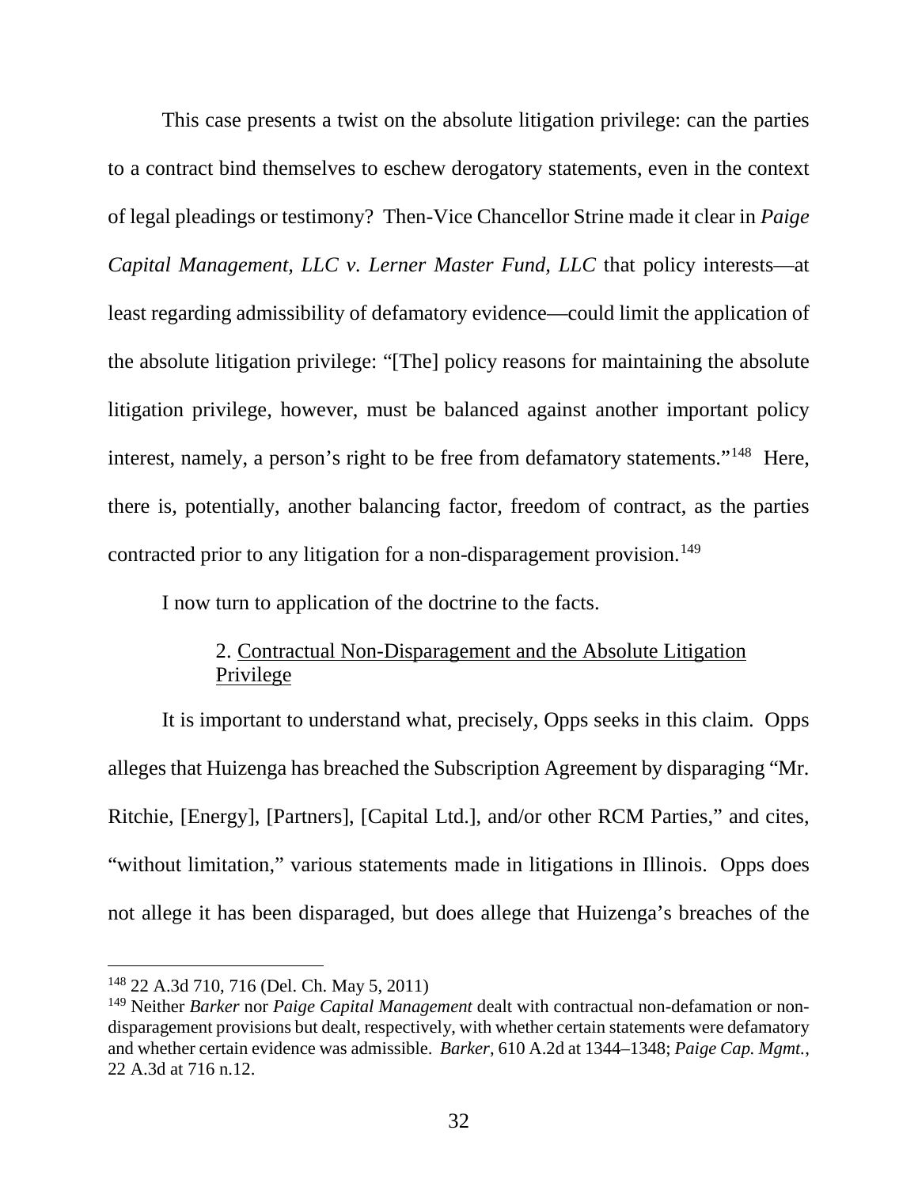This case presents a twist on the absolute litigation privilege: can the parties to a contract bind themselves to eschew derogatory statements, even in the context of legal pleadings or testimony? Then-Vice Chancellor Strine made it clear in *Paige Capital Management, LLC v. Lerner Master Fund, LLC* that policy interests—at least regarding admissibility of defamatory evidence—could limit the application of the absolute litigation privilege: "[The] policy reasons for maintaining the absolute litigation privilege, however, must be balanced against another important policy interest, namely, a person's right to be free from defamatory statements."[148] Here, there is, potentially, another balancing factor, freedom of contract, as the parties contracted prior to any litigation for a non-disparagement provision.[149]

I now turn to application of the doctrine to the facts.

### 2. Contractual Non-Disparagement and the Absolute Litigation Privilege

It is important to understand what, precisely, Opps seeks in this claim. Opps alleges that Huizenga has breached the Subscription Agreement by disparaging "Mr. Ritchie, [Energy], [Partners], [Capital Ltd.], and/or other RCM Parties," and cites, "without limitation," various statements made in litigations in Illinois. Opps does not allege it has been disparaged, but does allege that Huizenga's breaches of the

---

[148] 22 A.3d 710, 716 (Del. Ch. May 5, 2011)

[149] Neither *Barker* nor *Paige Capital Management* dealt with contractual non-defamation or non-disparagement provisions but dealt, respectively, with whether certain statements were defamatory and whether certain evidence was admissible. *Barker*, 610 A.2d at 1344–1348; *Paige Cap. Mgmt.*, 22 A.3d at 716 n.12.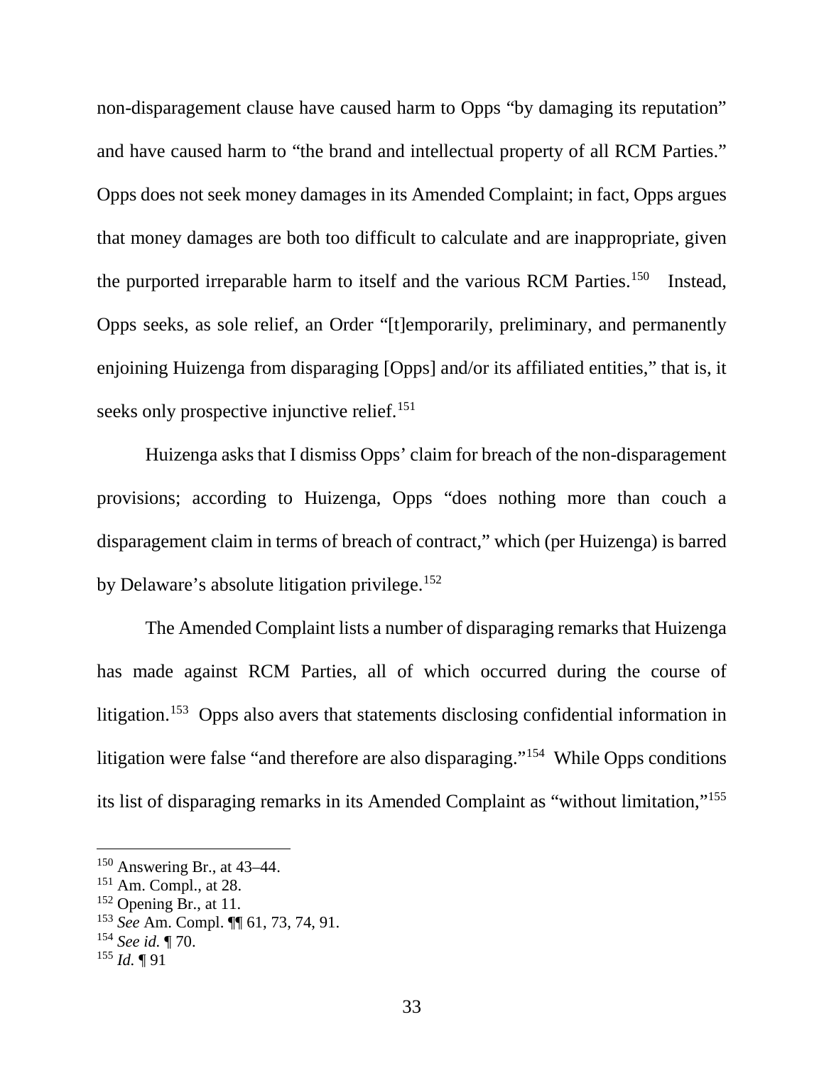non-disparagement clause have caused harm to Opps "by damaging its reputation" and have caused harm to "the brand and intellectual property of all RCM Parties." Opps does not seek money damages in its Amended Complaint; in fact, Opps argues that money damages are both too difficult to calculate and are inappropriate, given the purported irreparable harm to itself and the various RCM Parties.[150] Instead, Opps seeks, as sole relief, an Order "[t]emporarily, preliminary, and permanently enjoining Huizenga from disparaging [Opps] and/or its affiliated entities," that is, it seeks only prospective injunctive relief.[151]

Huizenga asks that I dismiss Opps' claim for breach of the non-disparagement provisions; according to Huizenga, Opps "does nothing more than couch a disparagement claim in terms of breach of contract," which (per Huizenga) is barred by Delaware's absolute litigation privilege.[152]

The Amended Complaint lists a number of disparaging remarks that Huizenga has made against RCM Parties, all of which occurred during the course of litigation.[153] Opps also avers that statements disclosing confidential information in litigation were false "and therefore are also disparaging."[154] While Opps conditions its list of disparaging remarks in its Amended Complaint as "without limitation,"[155]

---

[150] Answering Br., at 43–44.

[151] Am. Compl., at 28.

[152] Opening Br., at 11.

[153] *See* Am. Compl. ¶¶ 61, 73, 74, 91.

[154] *See id.* ¶ 70.

[155] *Id.* ¶ 91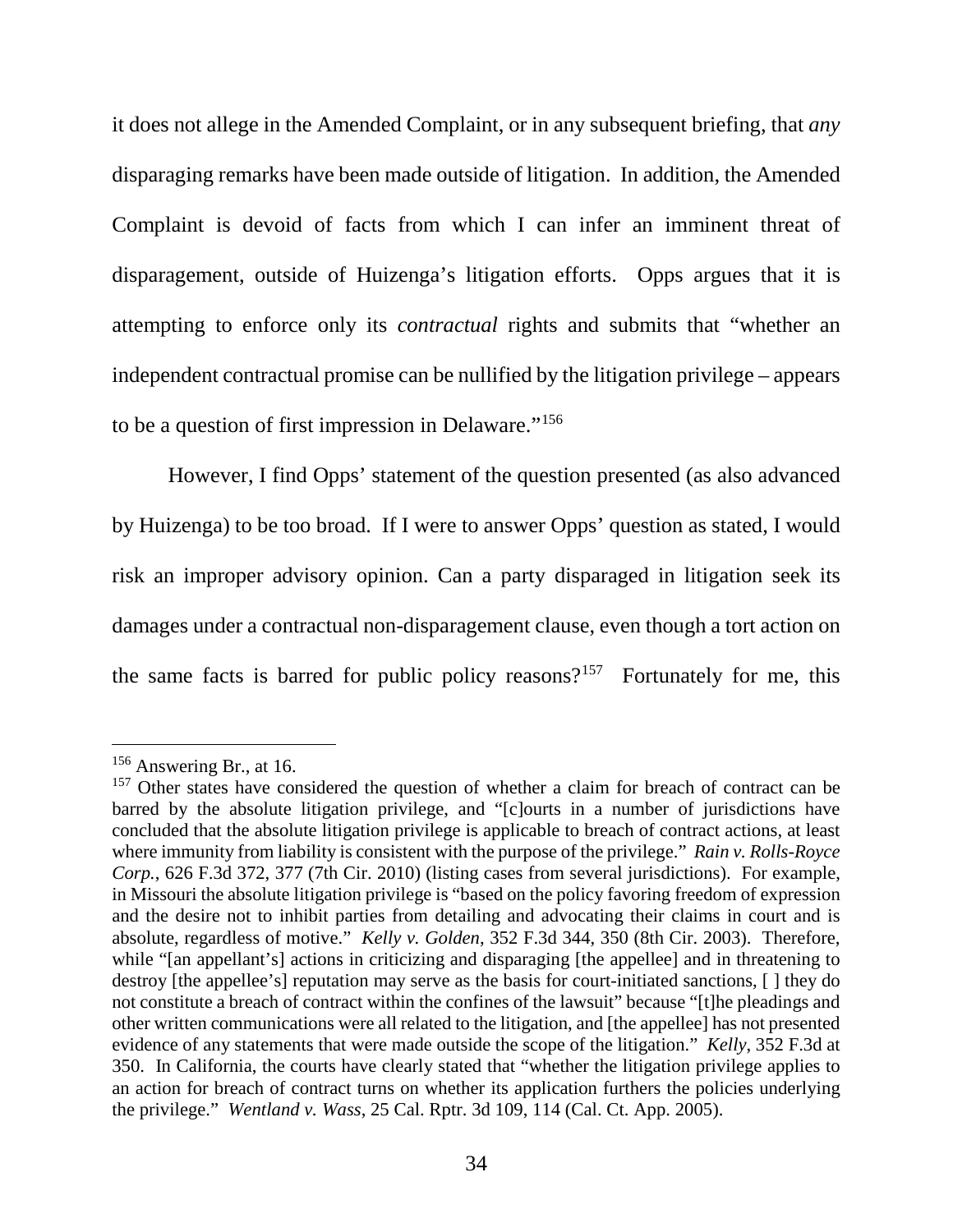it does not allege in the Amended Complaint, or in any subsequent briefing, that *any* disparaging remarks have been made outside of litigation. In addition, the Amended Complaint is devoid of facts from which I can infer an imminent threat of disparagement, outside of Huizenga's litigation efforts. Opps argues that it is attempting to enforce only its *contractual* rights and submits that "whether an independent contractual promise can be nullified by the litigation privilege – appears to be a question of first impression in Delaware."[156]

However, I find Opps' statement of the question presented (as also advanced by Huizenga) to be too broad. If I were to answer Opps' question as stated, I would risk an improper advisory opinion. Can a party disparaged in litigation seek its damages under a contractual non-disparagement clause, even though a tort action on the same facts is barred for public policy reasons?[157] Fortunately for me, this

---

[156] Answering Br., at 16.

[157] Other states have considered the question of whether a claim for breach of contract can be barred by the absolute litigation privilege, and "[c]ourts in a number of jurisdictions have concluded that the absolute litigation privilege is applicable to breach of contract actions, at least where immunity from liability is consistent with the purpose of the privilege." *Rain v. Rolls-Royce Corp.*, 626 F.3d 372, 377 (7th Cir. 2010) (listing cases from several jurisdictions). For example, in Missouri the absolute litigation privilege is "based on the policy favoring freedom of expression and the desire not to inhibit parties from detailing and advocating their claims in court and is absolute, regardless of motive." *Kelly v. Golden*, 352 F.3d 344, 350 (8th Cir. 2003). Therefore, while "[an appellant's] actions in criticizing and disparaging [the appellee] and in threatening to destroy [the appellee's] reputation may serve as the basis for court-initiated sanctions, [ ] they do not constitute a breach of contract within the confines of the lawsuit" because "[t]he pleadings and other written communications were all related to the litigation, and [the appellee] has not presented evidence of any statements that were made outside the scope of the litigation." *Kelly*, 352 F.3d at 350. In California, the courts have clearly stated that "whether the litigation privilege applies to an action for breach of contract turns on whether its application furthers the policies underlying the privilege." *Wentland v. Wass*, 25 Cal. Rptr. 3d 109, 114 (Cal. Ct. App. 2005).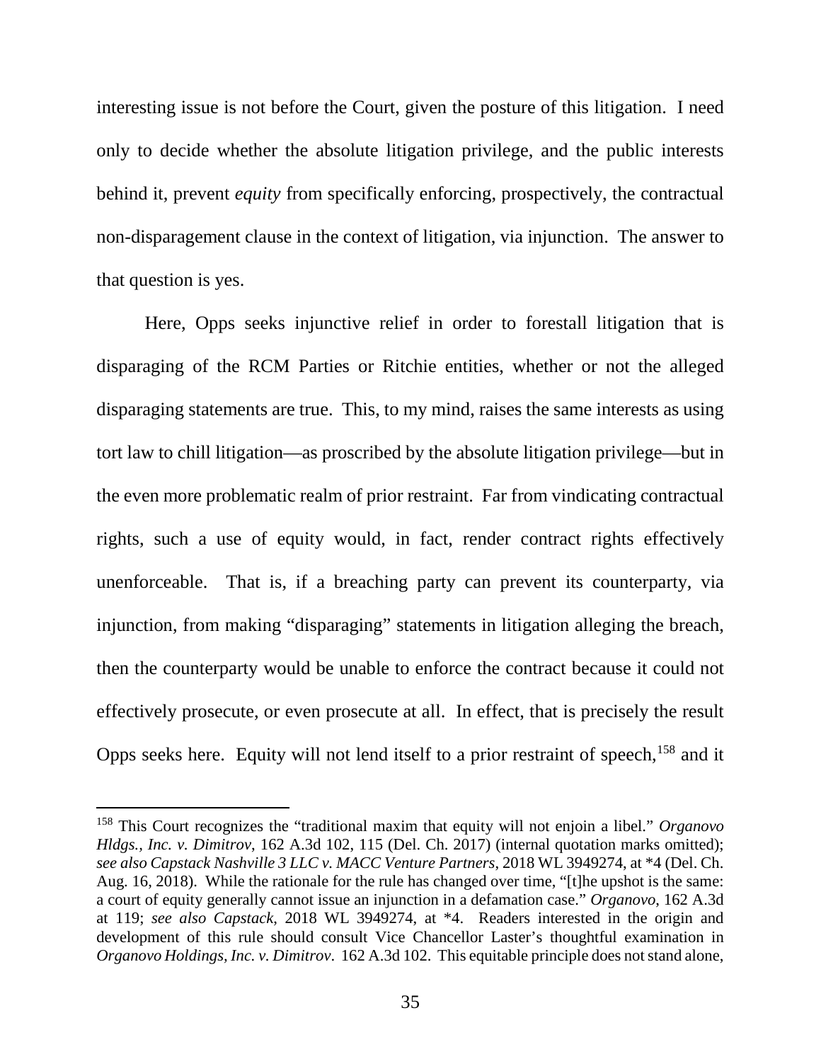interesting issue is not before the Court, given the posture of this litigation. I need only to decide whether the absolute litigation privilege, and the public interests behind it, prevent *equity* from specifically enforcing, prospectively, the contractual non-disparagement clause in the context of litigation, via injunction. The answer to that question is yes.

Here, Opps seeks injunctive relief in order to forestall litigation that is disparaging of the RCM Parties or Ritchie entities, whether or not the alleged disparaging statements are true. This, to my mind, raises the same interests as using tort law to chill litigation—as proscribed by the absolute litigation privilege—but in the even more problematic realm of prior restraint. Far from vindicating contractual rights, such a use of equity would, in fact, render contract rights effectively unenforceable. That is, if a breaching party can prevent its counterparty, via injunction, from making "disparaging" statements in litigation alleging the breach, then the counterparty would be unable to enforce the contract because it could not effectively prosecute, or even prosecute at all. In effect, that is precisely the result Opps seeks here. Equity will not lend itself to a prior restraint of speech,[158] and it

---

[158] This Court recognizes the "traditional maxim that equity will not enjoin a libel." *Organovo Hldgs., Inc. v. Dimitrov*, 162 A.3d 102, 115 (Del. Ch. 2017) (internal quotation marks omitted); *see also Capstack Nashville 3 LLC v. MACC Venture Partners*, 2018 WL 3949274, at *4 (Del. Ch. Aug. 16, 2018). While the rationale for the rule has changed over time, "[t]he upshot is the same: a court of equity generally cannot issue an injunction in a defamation case." *Organovo*, 162 A.3d at 119; *see also Capstack*, 2018 WL 3949274, at *4. Readers interested in the origin and development of this rule should consult Vice Chancellor Laster's thoughtful examination in *Organovo Holdings, Inc. v. Dimitrov*. 162 A.3d 102. This equitable principle does not stand alone,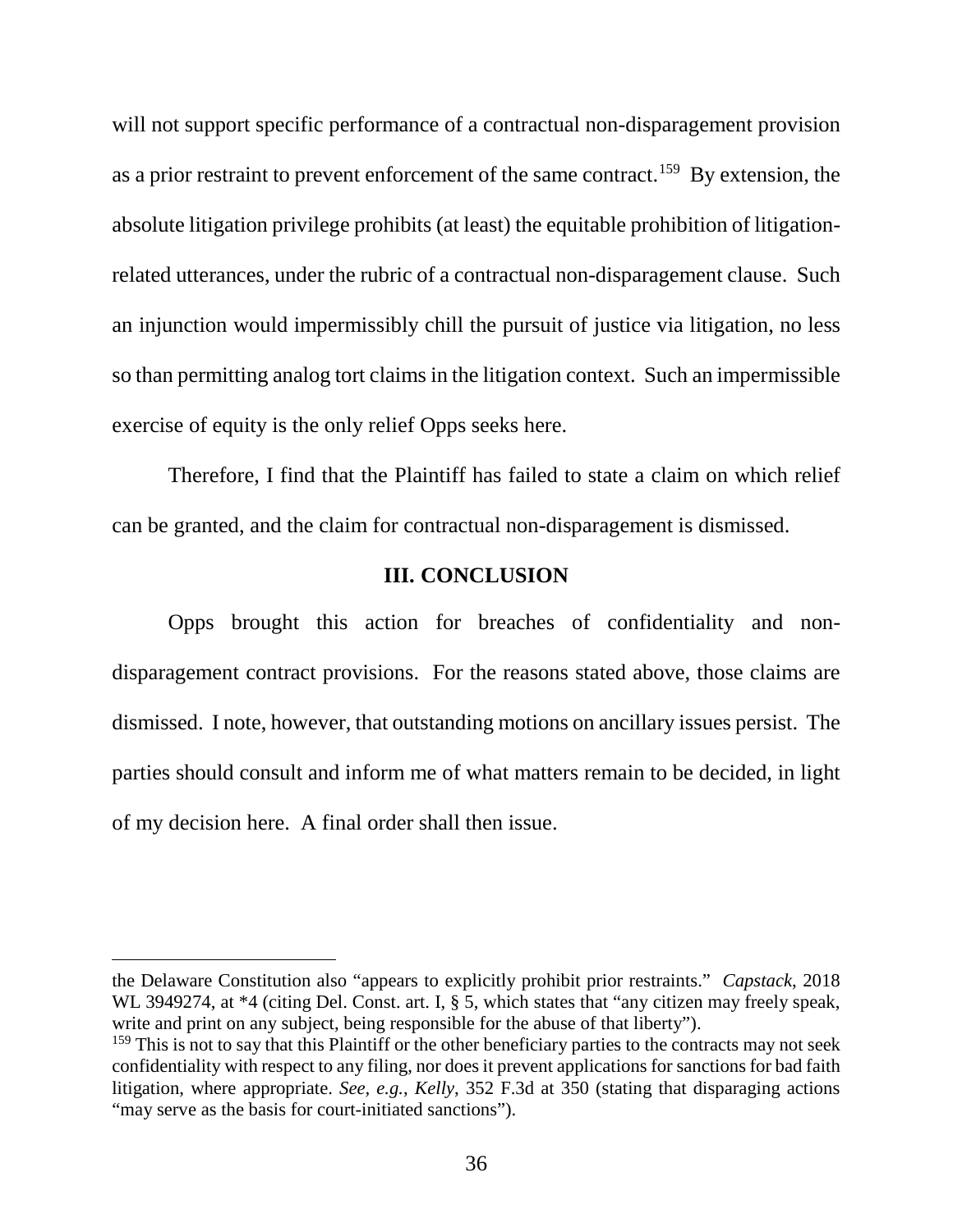will not support specific performance of a contractual non-disparagement provision as a prior restraint to prevent enforcement of the same contract.[159] By extension, the absolute litigation privilege prohibits (at least) the equitable prohibition of litigation-related utterances, under the rubric of a contractual non-disparagement clause. Such an injunction would impermissibly chill the pursuit of justice via litigation, no less so than permitting analog tort claims in the litigation context. Such an impermissible exercise of equity is the only relief Opps seeks here.

Therefore, I find that the Plaintiff has failed to state a claim on which relief can be granted, and the claim for contractual non-disparagement is dismissed.

## III. CONCLUSION

Opps brought this action for breaches of confidentiality and non-disparagement contract provisions. For the reasons stated above, those claims are dismissed. I note, however, that outstanding motions on ancillary issues persist. The parties should consult and inform me of what matters remain to be decided, in light of my decision here. A final order shall then issue.

---

the Delaware Constitution also "appears to explicitly prohibit prior restraints." *Capstack*, 2018 WL 3949274, at *4 (citing Del. Const. art. I, § 5, which states that "any citizen may freely speak, write and print on any subject, being responsible for the abuse of that liberty").

[159] This is not to say that this Plaintiff or the other beneficiary parties to the contracts may not seek confidentiality with respect to any filing, nor does it prevent applications for sanctions for bad faith litigation, where appropriate. *See, e.g.*, *Kelly*, 352 F.3d at 350 (stating that disparaging actions "may serve as the basis for court-initiated sanctions").